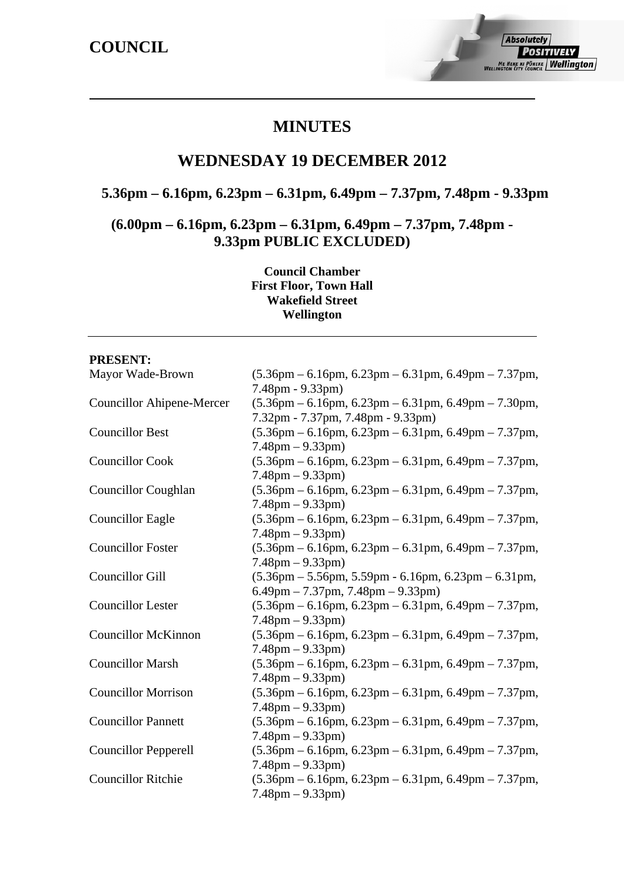**COUNCIL**

# MINUTES

## WEDNESDAY 19 DECEMBER 2012

### 5.36pm – 6.16pm, 6.23pm – 6.31pm, 6.49pm – 7.37pm, 7.48pm - 9.33pm

### (6.00pm – 6.16pm, 6.23pm – 6.31pm, 6.49pm – 7.37pm, 7.48pm - 9.33pm PUBLIC EXCLUDED)

**Council Chamber**
**First Floor, Town Hall**
**Wakefield Street**
**Wellington**

---

**PRESENT:**

| | |
|---|---|
| Mayor Wade-Brown | (5.36pm – 6.16pm, 6.23pm – 6.31pm, 6.49pm – 7.37pm, 7.48pm - 9.33pm) |
| Councillor Ahipene-Mercer | (5.36pm – 6.16pm, 6.23pm – 6.31pm, 6.49pm – 7.30pm, 7.32pm - 7.37pm, 7.48pm - 9.33pm) |
| Councillor Best | (5.36pm – 6.16pm, 6.23pm – 6.31pm, 6.49pm – 7.37pm, 7.48pm – 9.33pm) |
| Councillor Cook | (5.36pm – 6.16pm, 6.23pm – 6.31pm, 6.49pm – 7.37pm, 7.48pm – 9.33pm) |
| Councillor Coughlan | (5.36pm – 6.16pm, 6.23pm – 6.31pm, 6.49pm – 7.37pm, 7.48pm – 9.33pm) |
| Councillor Eagle | (5.36pm – 6.16pm, 6.23pm – 6.31pm, 6.49pm – 7.37pm, 7.48pm – 9.33pm) |
| Councillor Foster | (5.36pm – 6.16pm, 6.23pm – 6.31pm, 6.49pm – 7.37pm, 7.48pm – 9.33pm) |
| Councillor Gill | (5.36pm – 5.56pm, 5.59pm - 6.16pm, 6.23pm – 6.31pm, 6.49pm – 7.37pm, 7.48pm – 9.33pm) |
| Councillor Lester | (5.36pm – 6.16pm, 6.23pm – 6.31pm, 6.49pm – 7.37pm, 7.48pm – 9.33pm) |
| Councillor McKinnon | (5.36pm – 6.16pm, 6.23pm – 6.31pm, 6.49pm – 7.37pm, 7.48pm – 9.33pm) |
| Councillor Marsh | (5.36pm – 6.16pm, 6.23pm – 6.31pm, 6.49pm – 7.37pm, 7.48pm – 9.33pm) |
| Councillor Morrison | (5.36pm – 6.16pm, 6.23pm – 6.31pm, 6.49pm – 7.37pm, 7.48pm – 9.33pm) |
| Councillor Pannett | (5.36pm – 6.16pm, 6.23pm – 6.31pm, 6.49pm – 7.37pm, 7.48pm – 9.33pm) |
| Councillor Pepperell | (5.36pm – 6.16pm, 6.23pm – 6.31pm, 6.49pm – 7.37pm, 7.48pm – 9.33pm) |
| Councillor Ritchie | (5.36pm – 6.16pm, 6.23pm – 6.31pm, 6.49pm – 7.37pm, 7.48pm – 9.33pm) |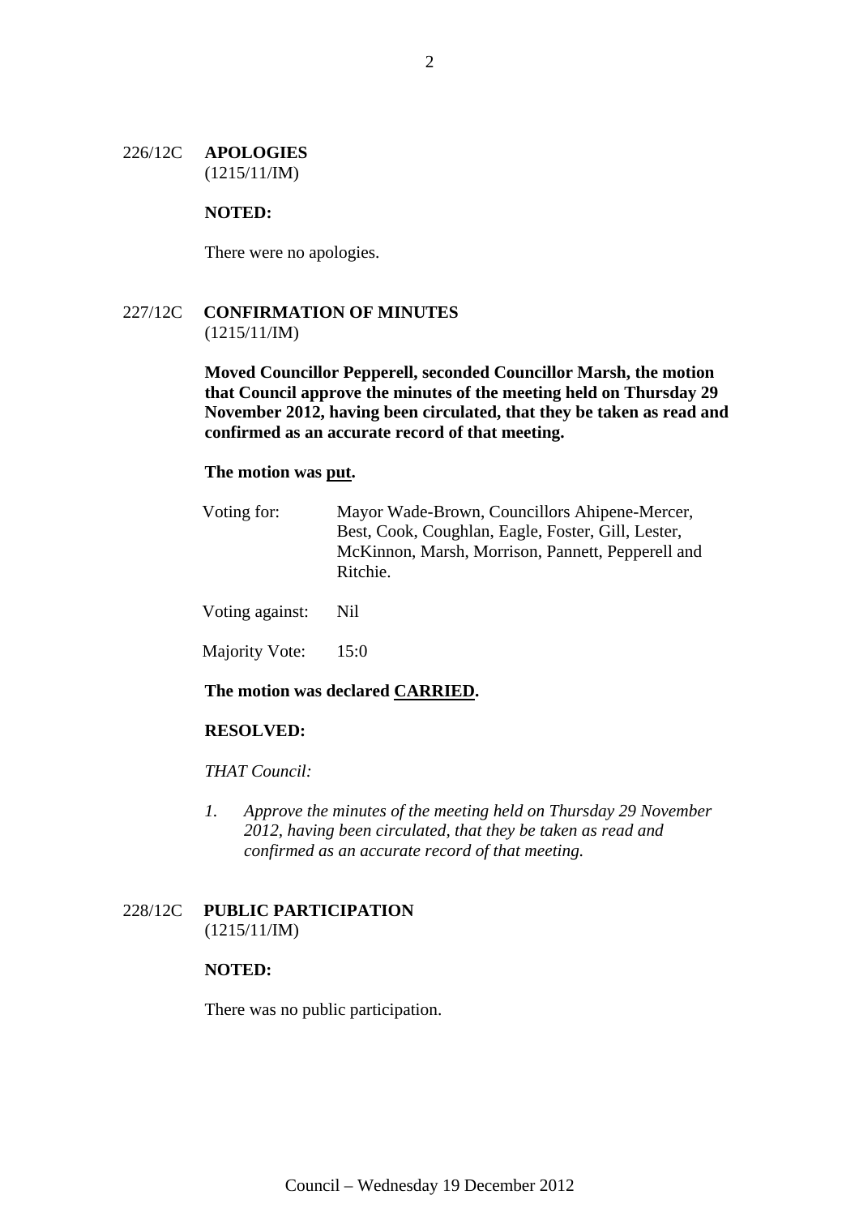## 226/12C **APOLOGIES**
(1215/11/IM)

**NOTED:**

There were no apologies.

## 227/12C **CONFIRMATION OF MINUTES**
(1215/11/IM)

**Moved Councillor Pepperell, seconded Councillor Marsh, the motion that Council approve the minutes of the meeting held on Thursday 29 November 2012, having been circulated, that they be taken as read and confirmed as an accurate record of that meeting.**

**The motion was put.**

| | |
|---|---|
| Voting for: | Mayor Wade-Brown, Councillors Ahipene-Mercer, Best, Cook, Coughlan, Eagle, Foster, Gill, Lester, McKinnon, Marsh, Morrison, Pannett, Pepperell and Ritchie. |
| Voting against: | Nil |
| Majority Vote: | 15:0 |

**The motion was declared CARRIED.**

**RESOLVED:**

*THAT Council:*

1. *Approve the minutes of the meeting held on Thursday 29 November 2012, having been circulated, that they be taken as read and confirmed as an accurate record of that meeting.*

## 228/12C **PUBLIC PARTICIPATION**
(1215/11/IM)

**NOTED:**

There was no public participation.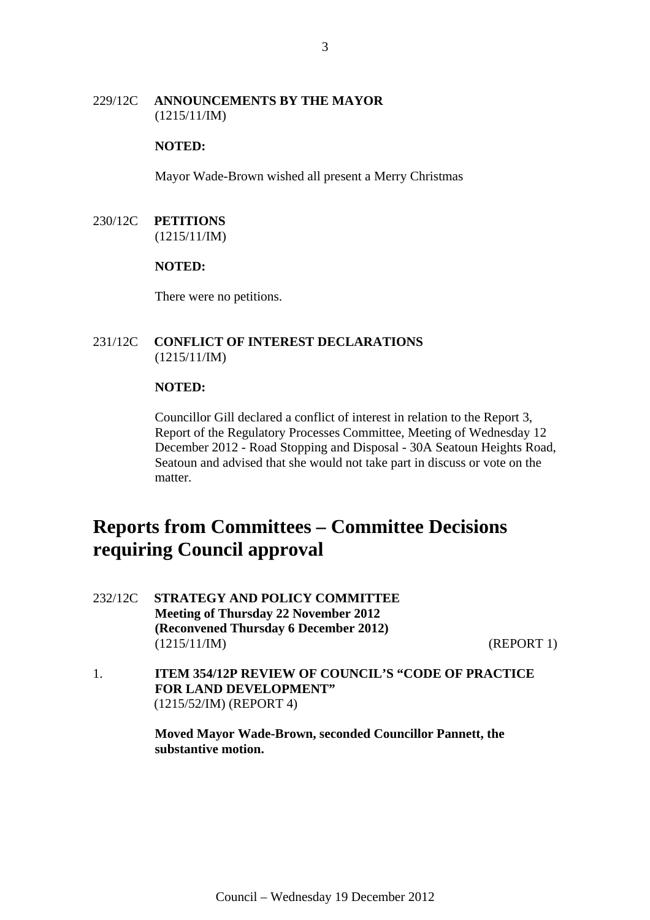229/12C **ANNOUNCEMENTS BY THE MAYOR**
(1215/11/IM)

**NOTED:**

Mayor Wade-Brown wished all present a Merry Christmas

230/12C **PETITIONS**
(1215/11/IM)

**NOTED:**

There were no petitions.

231/12C **CONFLICT OF INTEREST DECLARATIONS**
(1215/11/IM)

**NOTED:**

Councillor Gill declared a conflict of interest in relation to the Report 3, Report of the Regulatory Processes Committee, Meeting of Wednesday 12 December 2012 - Road Stopping and Disposal - 30A Seatoun Heights Road, Seatoun and advised that she would not take part in discuss or vote on the matter.

# Reports from Committees – Committee Decisions requiring Council approval

232/12C **STRATEGY AND POLICY COMMITTEE**
**Meeting of Thursday 22 November 2012**
**(Reconvened Thursday 6 December 2012)**
(1215/11/IM) (REPORT 1)

1. **ITEM 354/12P REVIEW OF COUNCIL'S "CODE OF PRACTICE FOR LAND DEVELOPMENT"**
(1215/52/IM) (REPORT 4)

**Moved Mayor Wade-Brown, seconded Councillor Pannett, the substantive motion.**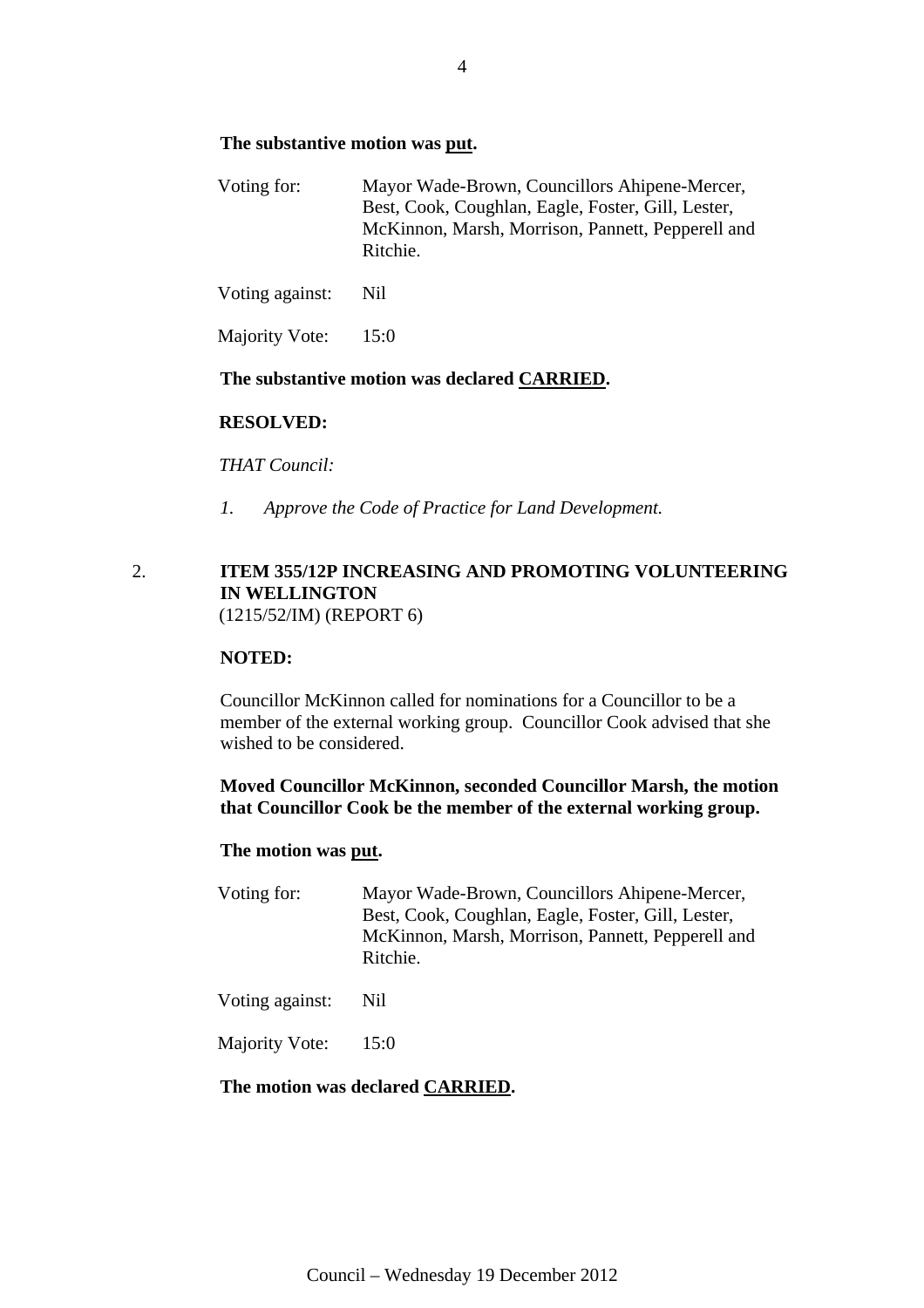**The substantive motion was put.**

Voting for: Mayor Wade-Brown, Councillors Ahipene-Mercer, Best, Cook, Coughlan, Eagle, Foster, Gill, Lester, McKinnon, Marsh, Morrison, Pannett, Pepperell and Ritchie.

Voting against: Nil

Majority Vote: 15:0

**The substantive motion was declared CARRIED.**

**RESOLVED:**

*THAT Council:*

*1. Approve the Code of Practice for Land Development.*

2. **ITEM 355/12P INCREASING AND PROMOTING VOLUNTEERING IN WELLINGTON**
(1215/52/IM) (REPORT 6)

**NOTED:**

Councillor McKinnon called for nominations for a Councillor to be a member of the external working group. Councillor Cook advised that she wished to be considered.

**Moved Councillor McKinnon, seconded Councillor Marsh, the motion that Councillor Cook be the member of the external working group.**

**The motion was put.**

Voting for: Mayor Wade-Brown, Councillors Ahipene-Mercer, Best, Cook, Coughlan, Eagle, Foster, Gill, Lester, McKinnon, Marsh, Morrison, Pannett, Pepperell and Ritchie.

Voting against: Nil

Majority Vote: 15:0

**The motion was declared CARRIED.**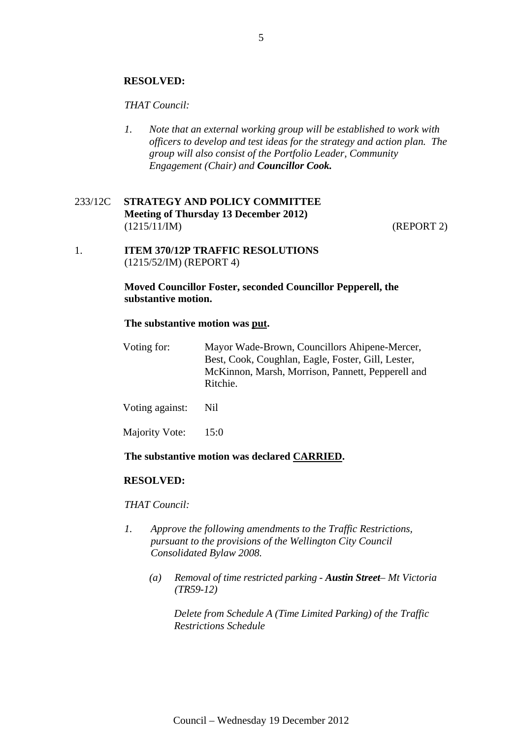**RESOLVED:**

*THAT Council:*

1. *Note that an external working group will be established to work with officers to develop and test ideas for the strategy and action plan. The group will also consist of the Portfolio Leader, Community Engagement (Chair) and **Councillor Cook.***

233/12C **STRATEGY AND POLICY COMMITTEE**
**Meeting of Thursday 13 December 2012)**
(1215/11/IM) (REPORT 2)

1. **ITEM 370/12P TRAFFIC RESOLUTIONS**
(1215/52/IM) (REPORT 4)

**Moved Councillor Foster, seconded Councillor Pepperell, the substantive motion.**

**The substantive motion was put.**

Voting for: Mayor Wade-Brown, Councillors Ahipene-Mercer, Best, Cook, Coughlan, Eagle, Foster, Gill, Lester, McKinnon, Marsh, Morrison, Pannett, Pepperell and Ritchie.

Voting against: Nil

Majority Vote: 15:0

**The substantive motion was declared CARRIED.**

**RESOLVED:**

*THAT Council:*

1. *Approve the following amendments to the Traffic Restrictions, pursuant to the provisions of the Wellington City Council Consolidated Bylaw 2008.*

   (a) *Removal of time restricted parking - **Austin Street**– Mt Victoria (TR59-12)*

   *Delete from Schedule A (Time Limited Parking) of the Traffic Restrictions Schedule*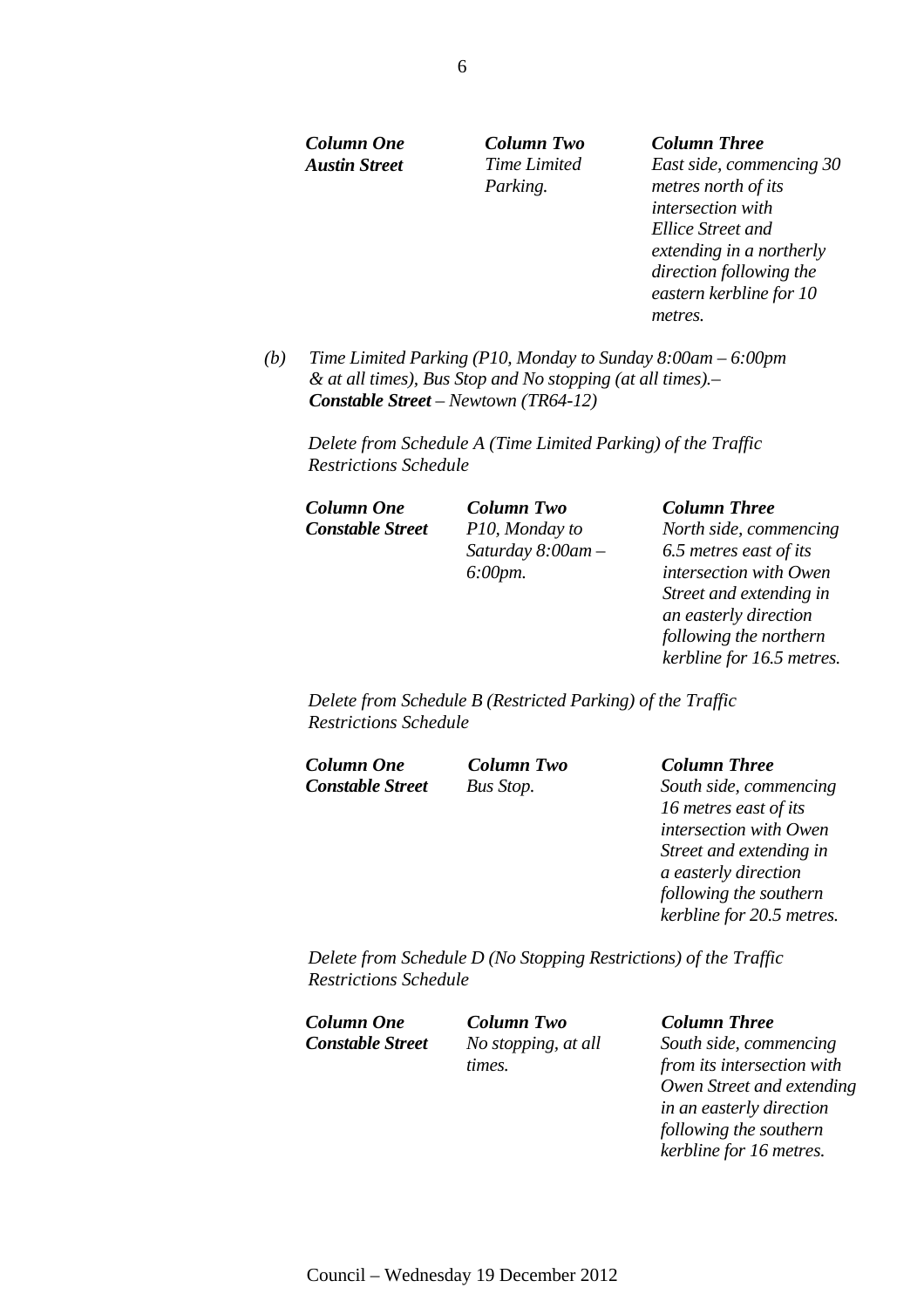| *Column One* | *Column Two* | *Column Three* |
|---|---|---|
| ***Austin Street*** | *Time Limited Parking.* | *East side, commencing 30 metres north of its intersection with Ellice Street and extending in a northerly direction following the eastern kerbline for 10 metres.* |

*(b)* *Time Limited Parking (P10, Monday to Sunday 8:00am – 6:00pm & at all times), Bus Stop and No stopping (at all times).– **Constable Street** – Newtown (TR64-12)*

*Delete from Schedule A (Time Limited Parking) of the Traffic Restrictions Schedule*

| *Column One* | *Column Two* | *Column Three* |
|---|---|---|
| ***Constable Street*** | *P10, Monday to Saturday 8:00am – 6:00pm.* | *North side, commencing 6.5 metres east of its intersection with Owen Street and extending in an easterly direction following the northern kerbline for 16.5 metres.* |

*Delete from Schedule B (Restricted Parking) of the Traffic Restrictions Schedule*

| *Column One* | *Column Two* | *Column Three* |
|---|---|---|
| ***Constable Street*** | *Bus Stop.* | *South side, commencing 16 metres east of its intersection with Owen Street and extending in a easterly direction following the southern kerbline for 20.5 metres.* |

*Delete from Schedule D (No Stopping Restrictions) of the Traffic Restrictions Schedule*

| *Column One* | *Column Two* | *Column Three* |
|---|---|---|
| ***Constable Street*** | *No stopping, at all times.* | *South side, commencing from its intersection with Owen Street and extending in an easterly direction following the southern kerbline for 16 metres.* |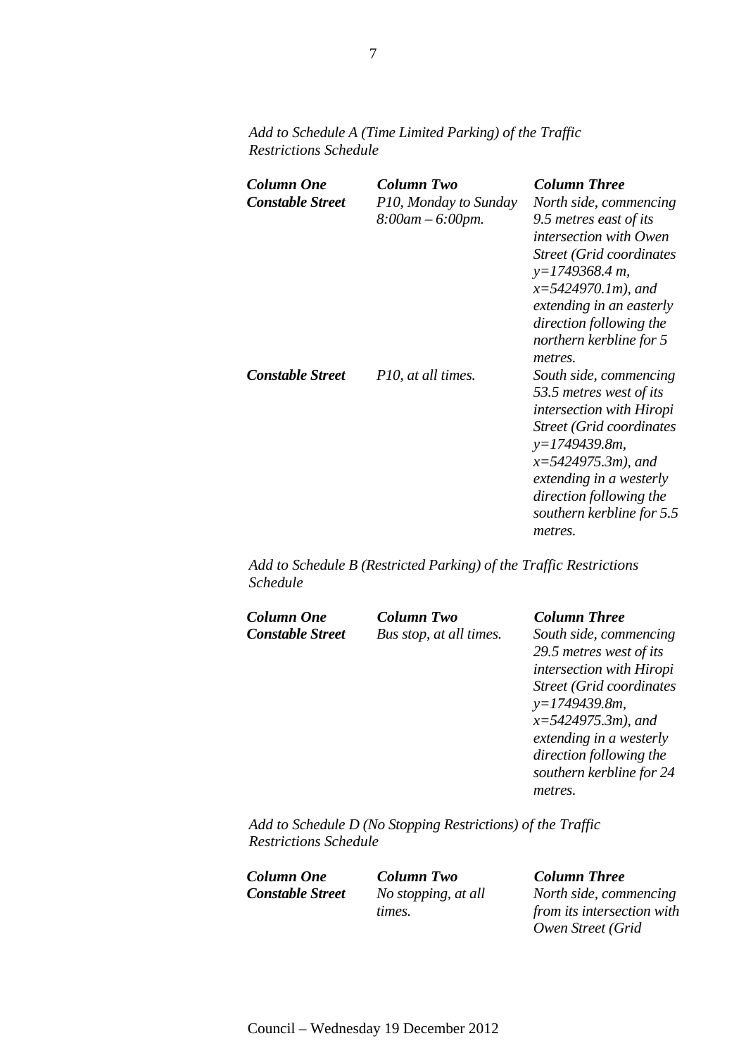*Add to Schedule A (Time Limited Parking) of the Traffic Restrictions Schedule*

| ***Column One*** | ***Column Two*** | ***Column Three*** |
|---|---|---|
| ***Constable Street*** | *P10, Monday to Sunday 8:00am – 6:00pm.* | *North side, commencing 9.5 metres east of its intersection with Owen Street (Grid coordinates y=1749368.4 m, x=5424970.1m), and extending in an easterly direction following the northern kerbline for 5 metres.* |
| ***Constable Street*** | *P10, at all times.* | *South side, commencing 53.5 metres west of its intersection with Hiropi Street (Grid coordinates y=1749439.8m, x=5424975.3m), and extending in a westerly direction following the southern kerbline for 5.5 metres.* |

*Add to Schedule B (Restricted Parking) of the Traffic Restrictions Schedule*

| ***Column One*** | ***Column Two*** | ***Column Three*** |
|---|---|---|
| ***Constable Street*** | *Bus stop, at all times.* | *South side, commencing 29.5 metres west of its intersection with Hiropi Street (Grid coordinates y=1749439.8m, x=5424975.3m), and extending in a westerly direction following the southern kerbline for 24 metres.* |

*Add to Schedule D (No Stopping Restrictions) of the Traffic Restrictions Schedule*

| ***Column One*** | ***Column Two*** | ***Column Three*** |
|---|---|---|
| ***Constable Street*** | *No stopping, at all times.* | *North side, commencing from its intersection with Owen Street (Grid* |

Council – Wednesday 19 December 2012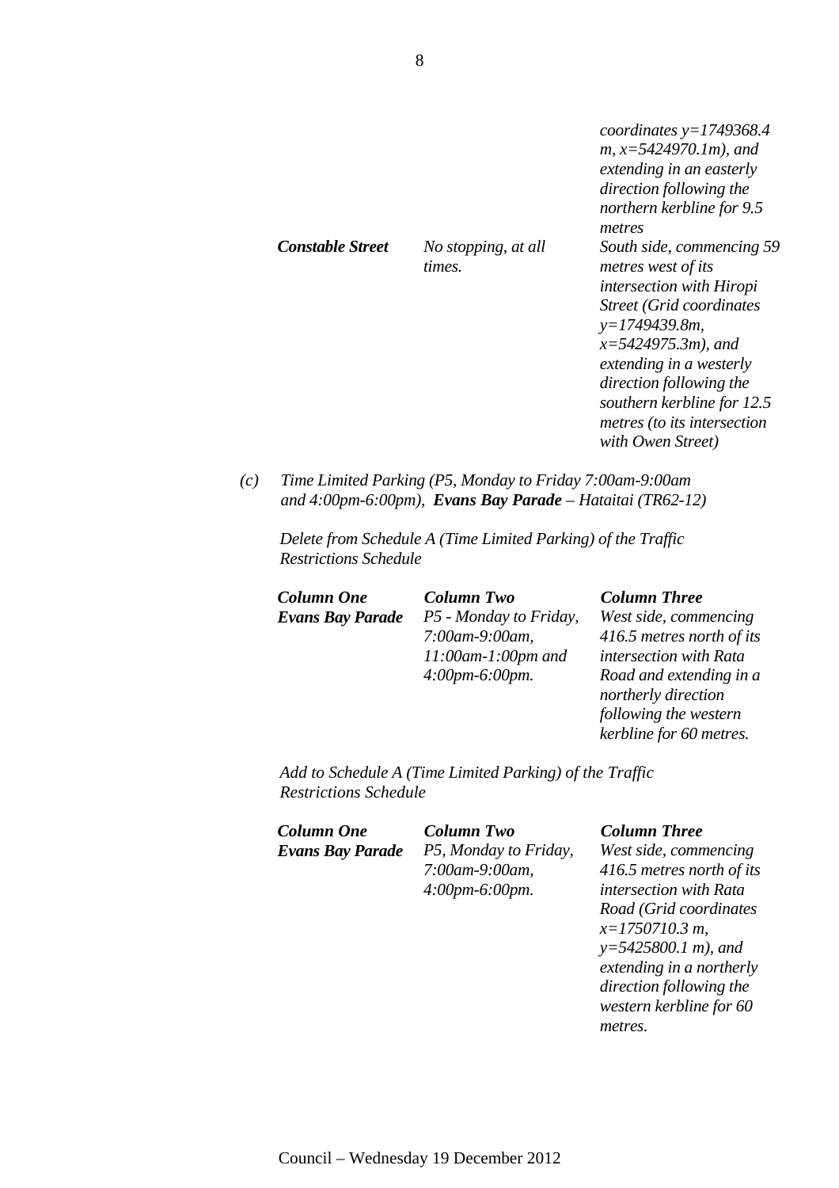| | | |
|---|---|---|
| | | *coordinates y=1749368.4 m, x=5424970.1m), and extending in an easterly direction following the northern kerbline for 9.5 metres* |
| ***Constable Street*** | *No stopping, at all times.* | *South side, commencing 59 metres west of its intersection with Hiropi Street (Grid coordinates y=1749439.8m, x=5424975.3m), and extending in a westerly direction following the southern kerbline for 12.5 metres (to its intersection with Owen Street)* |

*(c)* *Time Limited Parking (P5, Monday to Friday 7:00am-9:00am and 4:00pm-6:00pm),* ***Evans Bay Parade*** *– Hataitai (TR62-12)*

*Delete from Schedule A (Time Limited Parking) of the Traffic Restrictions Schedule*

| ***Column One*** | ***Column Two*** | ***Column Three*** |
|---|---|---|
| ***Evans Bay Parade*** | *P5 - Monday to Friday, 7:00am-9:00am, 11:00am-1:00pm and 4:00pm-6:00pm.* | *West side, commencing 416.5 metres north of its intersection with Rata Road and extending in a northerly direction following the western kerbline for 60 metres.* |

*Add to Schedule A (Time Limited Parking) of the Traffic Restrictions Schedule*

| ***Column One*** | ***Column Two*** | ***Column Three*** |
|---|---|---|
| ***Evans Bay Parade*** | *P5, Monday to Friday, 7:00am-9:00am, 4:00pm-6:00pm.* | *West side, commencing 416.5 metres north of its intersection with Rata Road (Grid coordinates x=1750710.3 m, y=5425800.1 m), and extending in a northerly direction following the western kerbline for 60 metres.* |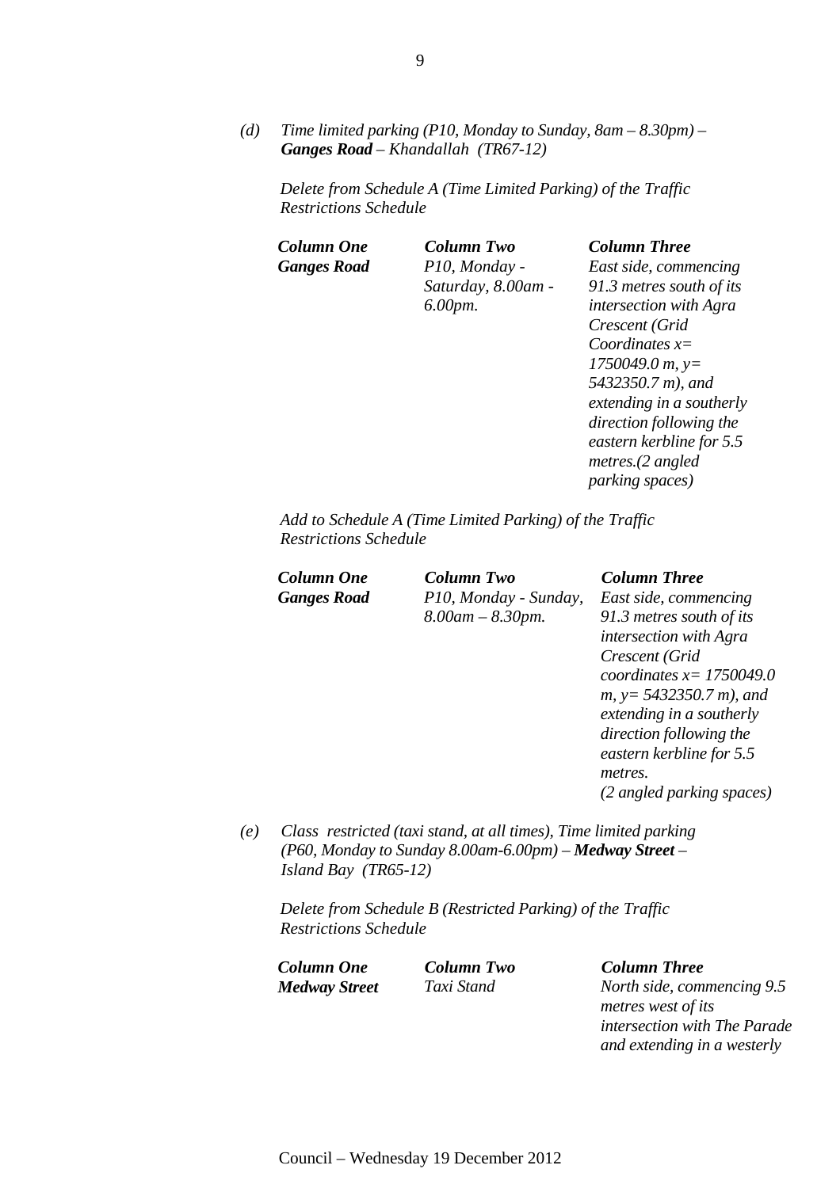*(d) Time limited parking (P10, Monday to Sunday, 8am – 8.30pm) – **Ganges Road** – Khandallah (TR67-12)*

*Delete from Schedule A (Time Limited Parking) of the Traffic Restrictions Schedule*

| ***Column One*** | ***Column Two*** | ***Column Three*** |
|---|---|---|
| ***Ganges Road*** | *P10, Monday - Saturday, 8.00am - 6.00pm.* | *East side, commencing 91.3 metres south of its intersection with Agra Crescent (Grid Coordinates x= 1750049.0 m, y= 5432350.7 m), and extending in a southerly direction following the eastern kerbline for 5.5 metres.(2 angled parking spaces)* |

*Add to Schedule A (Time Limited Parking) of the Traffic Restrictions Schedule*

| ***Column One*** | ***Column Two*** | ***Column Three*** |
|---|---|---|
| ***Ganges Road*** | *P10, Monday - Sunday, 8.00am – 8.30pm.* | *East side, commencing 91.3 metres south of its intersection with Agra Crescent (Grid coordinates x= 1750049.0 m, y= 5432350.7 m), and extending in a southerly direction following the eastern kerbline for 5.5 metres. (2 angled parking spaces)* |

*(e) Class restricted (taxi stand, at all times), Time limited parking (P60, Monday to Sunday 8.00am-6.00pm) – **Medway Street** – Island Bay (TR65-12)*

*Delete from Schedule B (Restricted Parking) of the Traffic Restrictions Schedule*

| ***Column One*** | ***Column Two*** | ***Column Three*** |
|---|---|---|
| ***Medway Street*** | *Taxi Stand* | *North side, commencing 9.5 metres west of its intersection with The Parade and extending in a westerly* |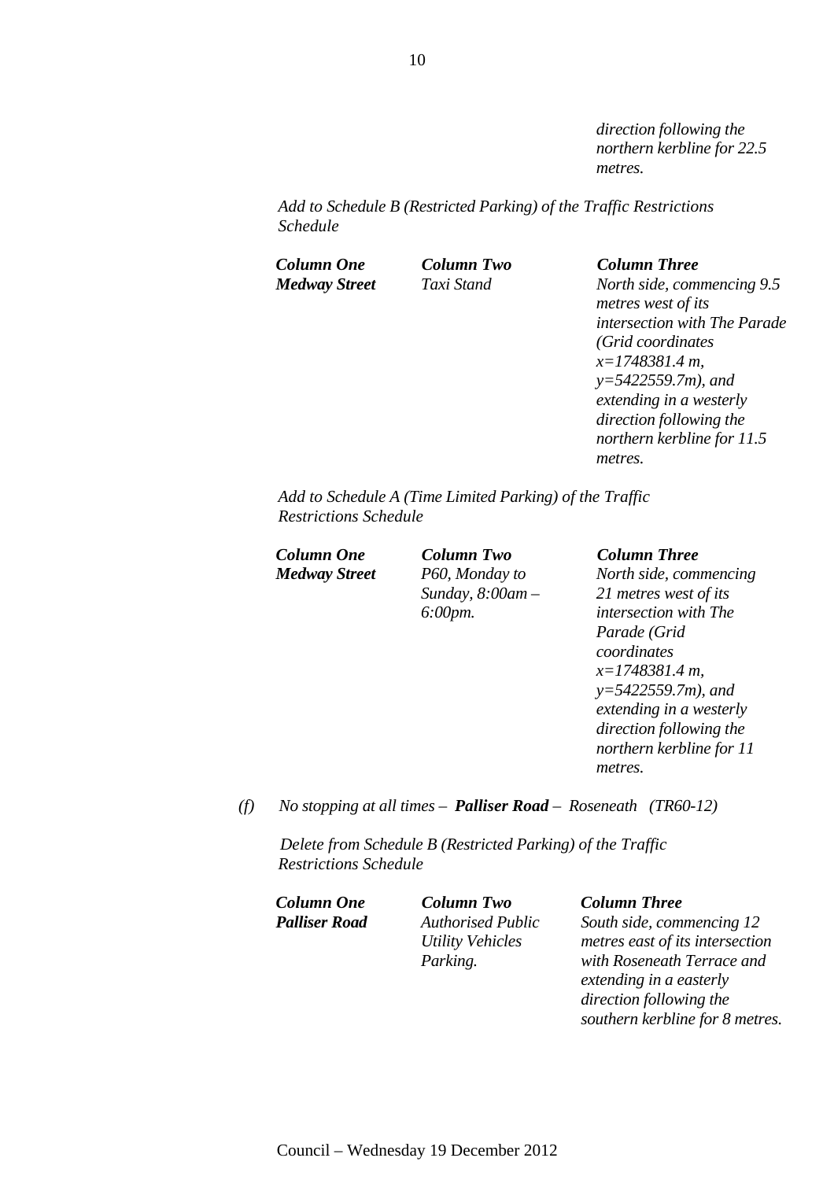*direction following the northern kerbline for 22.5 metres.*

*Add to Schedule B (Restricted Parking) of the Traffic Restrictions Schedule*

| ***Column One*** | ***Column Two*** | ***Column Three*** |
|---|---|---|
| ***Medway Street*** | *Taxi Stand* | *North side, commencing 9.5 metres west of its intersection with The Parade (Grid coordinates x=1748381.4 m, y=5422559.7m), and extending in a westerly direction following the northern kerbline for 11.5 metres.* |

*Add to Schedule A (Time Limited Parking) of the Traffic Restrictions Schedule*

| ***Column One*** | ***Column Two*** | ***Column Three*** |
|---|---|---|
| ***Medway Street*** | *P60, Monday to Sunday, 8:00am – 6:00pm.* | *North side, commencing 21 metres west of its intersection with The Parade (Grid coordinates x=1748381.4 m, y=5422559.7m), and extending in a westerly direction following the northern kerbline for 11 metres.* |

*(f)* *No stopping at all times –* ***Palliser Road*** *– Roseneath (TR60-12)*

*Delete from Schedule B (Restricted Parking) of the Traffic Restrictions Schedule*

| ***Column One*** | ***Column Two*** | ***Column Three*** |
|---|---|---|
| ***Palliser Road*** | *Authorised Public Utility Vehicles Parking.* | *South side, commencing 12 metres east of its intersection with Roseneath Terrace and extending in a easterly direction following the southern kerbline for 8 metres.* |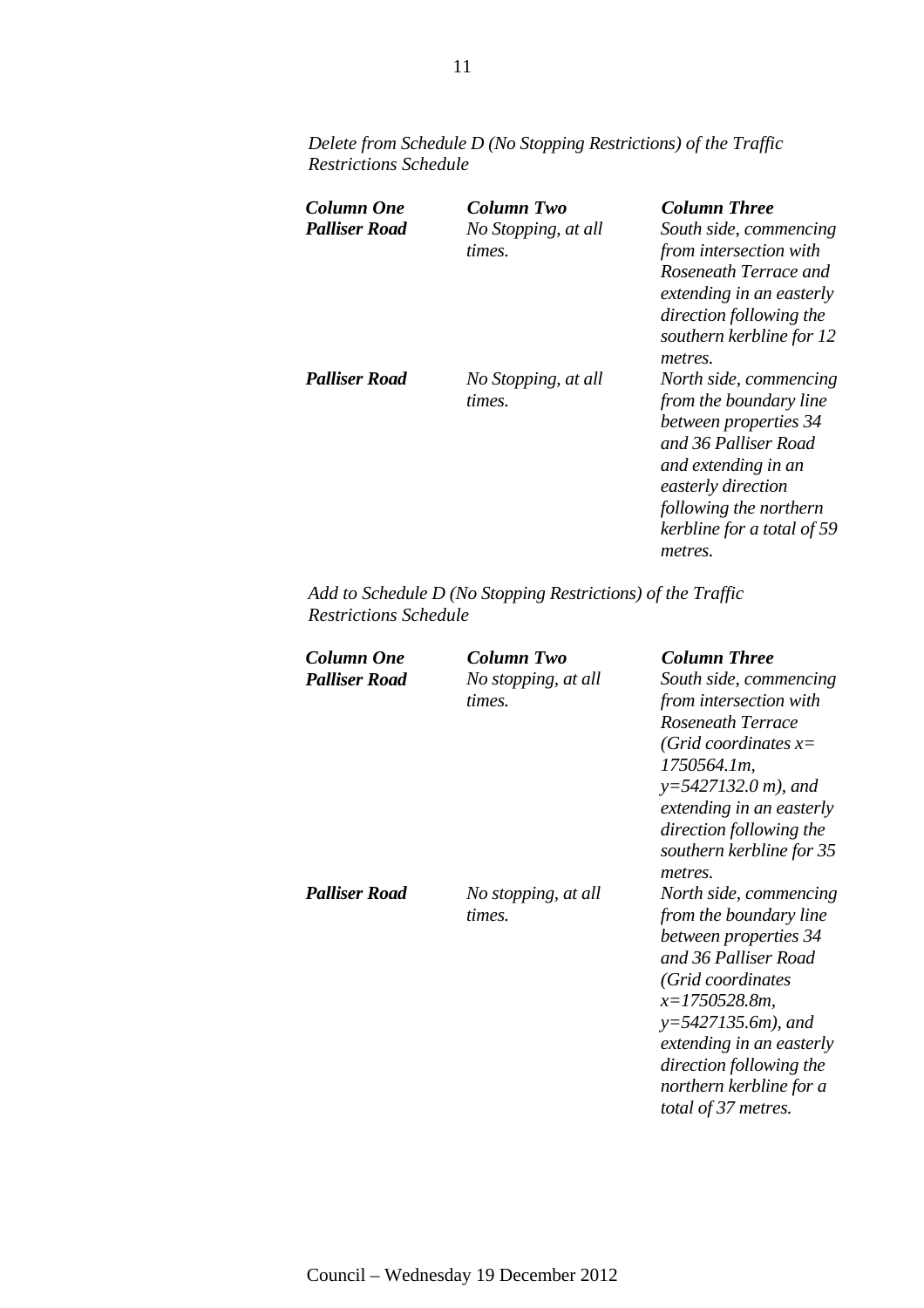*Delete from Schedule D (No Stopping Restrictions) of the Traffic Restrictions Schedule*

| ***Column One*** | ***Column Two*** | ***Column Three*** |
|---|---|---|
| ***Palliser Road*** | *No Stopping, at all times.* | *South side, commencing from intersection with Roseneath Terrace and extending in an easterly direction following the southern kerbline for 12 metres.* |
| ***Palliser Road*** | *No Stopping, at all times.* | *North side, commencing from the boundary line between properties 34 and 36 Palliser Road and extending in an easterly direction following the northern kerbline for a total of 59 metres.* |

*Add to Schedule D (No Stopping Restrictions) of the Traffic Restrictions Schedule*

| ***Column One*** | ***Column Two*** | ***Column Three*** |
|---|---|---|
| ***Palliser Road*** | *No stopping, at all times.* | *South side, commencing from intersection with Roseneath Terrace (Grid coordinates x= 1750564.1m, y=5427132.0 m), and extending in an easterly direction following the southern kerbline for 35 metres.* |
| ***Palliser Road*** | *No stopping, at all times.* | *North side, commencing from the boundary line between properties 34 and 36 Palliser Road (Grid coordinates x=1750528.8m, y=5427135.6m), and extending in an easterly direction following the northern kerbline for a total of 37 metres.* |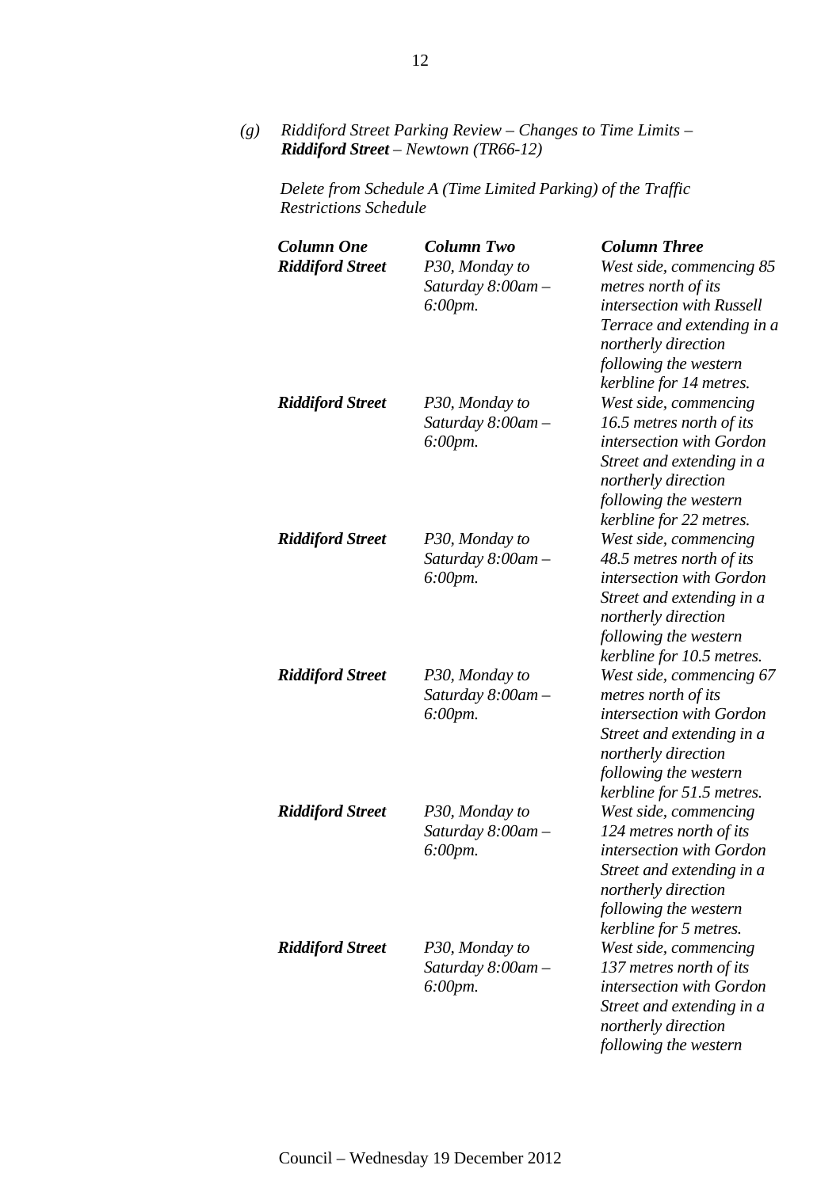*(g) Riddiford Street Parking Review – Changes to Time Limits – **Riddiford Street** – Newtown (TR66-12)*

*Delete from Schedule A (Time Limited Parking) of the Traffic Restrictions Schedule*

| ***Column One*** | ***Column Two*** | ***Column Three*** |
|---|---|---|
| ***Riddiford Street*** | *P30, Monday to Saturday 8:00am – 6:00pm.* | *West side, commencing 85 metres north of its intersection with Russell Terrace and extending in a northerly direction following the western kerbline for 14 metres.* |
| ***Riddiford Street*** | *P30, Monday to Saturday 8:00am – 6:00pm.* | *West side, commencing 16.5 metres north of its intersection with Gordon Street and extending in a northerly direction following the western kerbline for 22 metres.* |
| ***Riddiford Street*** | *P30, Monday to Saturday 8:00am – 6:00pm.* | *West side, commencing 48.5 metres north of its intersection with Gordon Street and extending in a northerly direction following the western kerbline for 10.5 metres.* |
| ***Riddiford Street*** | *P30, Monday to Saturday 8:00am – 6:00pm.* | *West side, commencing 67 metres north of its intersection with Gordon Street and extending in a northerly direction following the western kerbline for 51.5 metres.* |
| ***Riddiford Street*** | *P30, Monday to Saturday 8:00am – 6:00pm.* | *West side, commencing 124 metres north of its intersection with Gordon Street and extending in a northerly direction following the western kerbline for 5 metres.* |
| ***Riddiford Street*** | *P30, Monday to Saturday 8:00am – 6:00pm.* | *West side, commencing 137 metres north of its intersection with Gordon Street and extending in a northerly direction following the western* |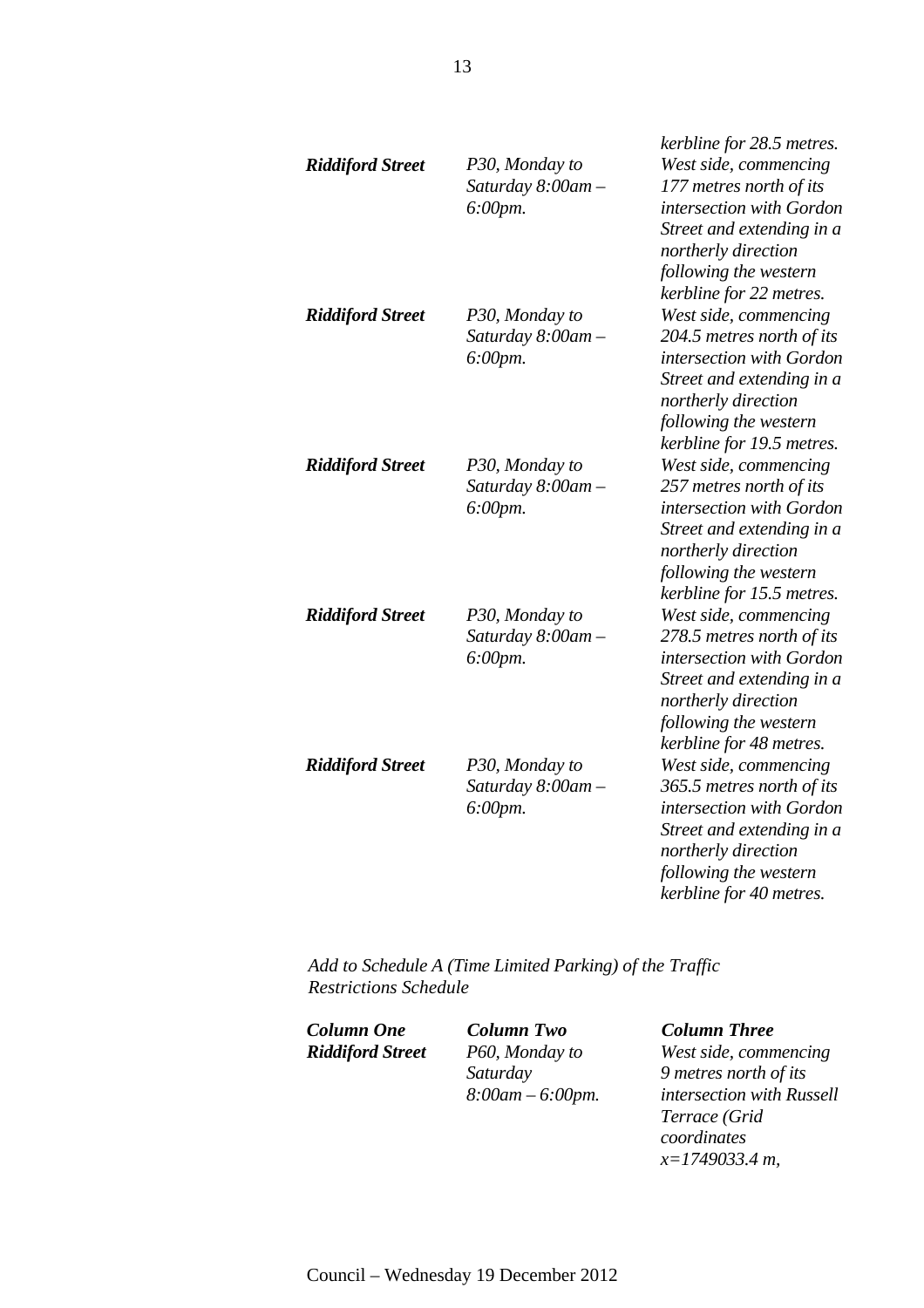| | | |
|---|---|---|
| | | *kerbline for 28.5 metres.* |
| ***Riddiford Street*** | *P30, Monday to Saturday 8:00am – 6:00pm.* | *West side, commencing 177 metres north of its intersection with Gordon Street and extending in a northerly direction following the western kerbline for 22 metres.* |
| ***Riddiford Street*** | *P30, Monday to Saturday 8:00am – 6:00pm.* | *West side, commencing 204.5 metres north of its intersection with Gordon Street and extending in a northerly direction following the western kerbline for 19.5 metres.* |
| ***Riddiford Street*** | *P30, Monday to Saturday 8:00am – 6:00pm.* | *West side, commencing 257 metres north of its intersection with Gordon Street and extending in a northerly direction following the western kerbline for 15.5 metres.* |
| ***Riddiford Street*** | *P30, Monday to Saturday 8:00am – 6:00pm.* | *West side, commencing 278.5 metres north of its intersection with Gordon Street and extending in a northerly direction following the western kerbline for 48 metres.* |
| ***Riddiford Street*** | *P30, Monday to Saturday 8:00am – 6:00pm.* | *West side, commencing 365.5 metres north of its intersection with Gordon Street and extending in a northerly direction following the western kerbline for 40 metres.* |

*Add to Schedule A (Time Limited Parking) of the Traffic Restrictions Schedule*

| ***Column One*** | ***Column Two*** | ***Column Three*** |
|---|---|---|
| ***Riddiford Street*** | *P60, Monday to Saturday 8:00am – 6:00pm.* | *West side, commencing 9 metres north of its intersection with Russell Terrace (Grid coordinates x=1749033.4 m,* |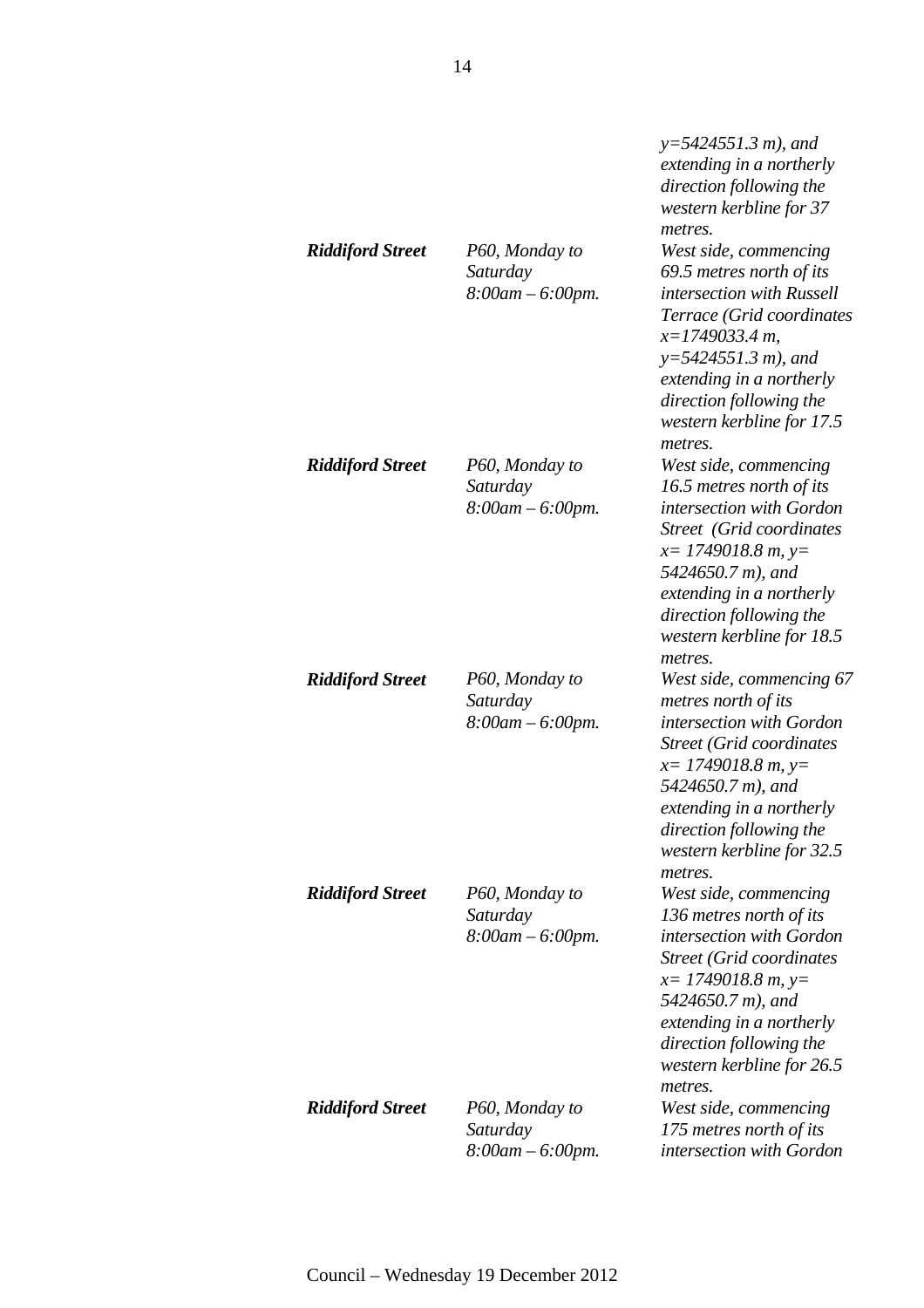| | | |
|---|---|---|
| | | *y=5424551.3 m), and extending in a northerly direction following the western kerbline for 37 metres.* |
| ***Riddiford Street*** | *P60, Monday to Saturday 8:00am – 6:00pm.* | *West side, commencing 69.5 metres north of its intersection with Russell Terrace (Grid coordinates x=1749033.4 m, y=5424551.3 m), and extending in a northerly direction following the western kerbline for 17.5 metres.* |
| ***Riddiford Street*** | *P60, Monday to Saturday 8:00am – 6:00pm.* | *West side, commencing 16.5 metres north of its intersection with Gordon Street (Grid coordinates x= 1749018.8 m, y= 5424650.7 m), and extending in a northerly direction following the western kerbline for 18.5 metres.* |
| ***Riddiford Street*** | *P60, Monday to Saturday 8:00am – 6:00pm.* | *West side, commencing 67 metres north of its intersection with Gordon Street (Grid coordinates x= 1749018.8 m, y= 5424650.7 m), and extending in a northerly direction following the western kerbline for 32.5 metres.* |
| ***Riddiford Street*** | *P60, Monday to Saturday 8:00am – 6:00pm.* | *West side, commencing 136 metres north of its intersection with Gordon Street (Grid coordinates x= 1749018.8 m, y= 5424650.7 m), and extending in a northerly direction following the western kerbline for 26.5 metres.* |
| ***Riddiford Street*** | *P60, Monday to Saturday 8:00am – 6:00pm.* | *West side, commencing 175 metres north of its intersection with Gordon* |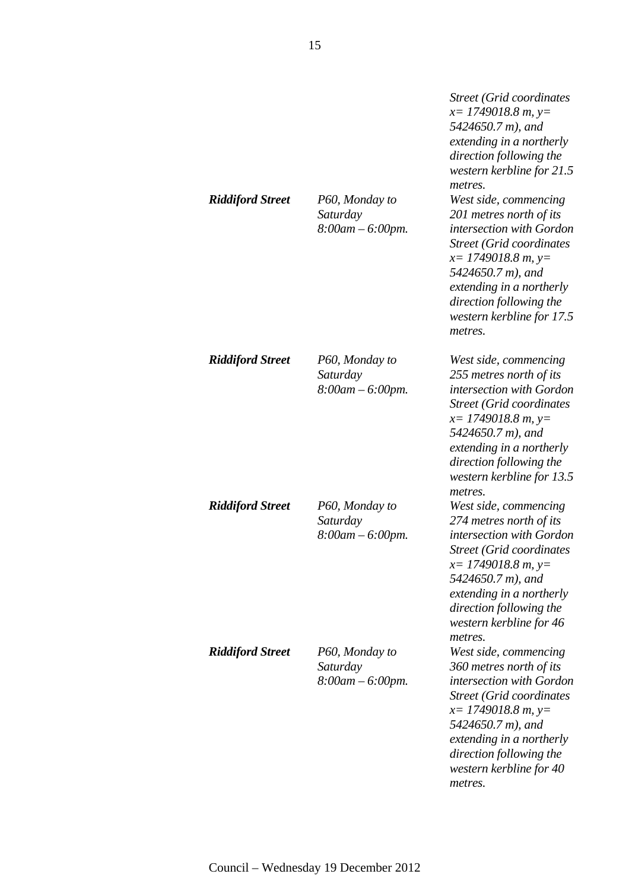| | | |
|---|---|---|
| | | *Street (Grid coordinates x= 1749018.8 m, y= 5424650.7 m), and extending in a northerly direction following the western kerbline for 21.5 metres.* |
| ***Riddiford Street*** | *P60, Monday to Saturday 8:00am – 6:00pm.* | *West side, commencing 201 metres north of its intersection with Gordon Street (Grid coordinates x= 1749018.8 m, y= 5424650.7 m), and extending in a northerly direction following the western kerbline for 17.5 metres.* |
| ***Riddiford Street*** | *P60, Monday to Saturday 8:00am – 6:00pm.* | *West side, commencing 255 metres north of its intersection with Gordon Street (Grid coordinates x= 1749018.8 m, y= 5424650.7 m), and extending in a northerly direction following the western kerbline for 13.5 metres.* |
| ***Riddiford Street*** | *P60, Monday to Saturday 8:00am – 6:00pm.* | *West side, commencing 274 metres north of its intersection with Gordon Street (Grid coordinates x= 1749018.8 m, y= 5424650.7 m), and extending in a northerly direction following the western kerbline for 46 metres.* |
| ***Riddiford Street*** | *P60, Monday to Saturday 8:00am – 6:00pm.* | *West side, commencing 360 metres north of its intersection with Gordon Street (Grid coordinates x= 1749018.8 m, y= 5424650.7 m), and extending in a northerly direction following the western kerbline for 40 metres.* |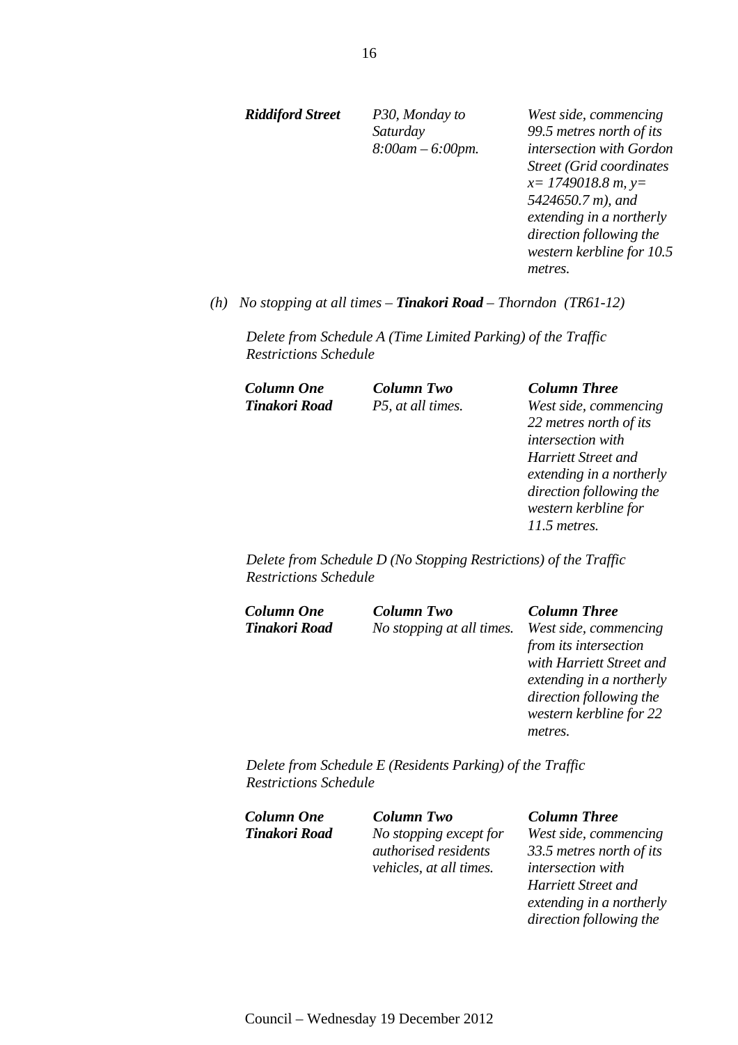| | | |
|---|---|---|
| ***Riddiford Street*** | *P30, Monday to Saturday 8:00am – 6:00pm.* | *West side, commencing 99.5 metres north of its intersection with Gordon Street (Grid coordinates x= 1749018.8 m, y= 5424650.7 m), and extending in a northerly direction following the western kerbline for 10.5 metres.* |

*(h) No stopping at all times – **Tinakori Road** – Thorndon (TR61-12)*

*Delete from Schedule A (Time Limited Parking) of the Traffic Restrictions Schedule*

| ***Column One*** | ***Column Two*** | ***Column Three*** |
|---|---|---|
| ***Tinakori Road*** | *P5, at all times.* | *West side, commencing 22 metres north of its intersection with Harriett Street and extending in a northerly direction following the western kerbline for 11.5 metres.* |

*Delete from Schedule D (No Stopping Restrictions) of the Traffic Restrictions Schedule*

| ***Column One*** | ***Column Two*** | ***Column Three*** |
|---|---|---|
| ***Tinakori Road*** | *No stopping at all times.* | *West side, commencing from its intersection with Harriett Street and extending in a northerly direction following the western kerbline for 22 metres.* |

*Delete from Schedule E (Residents Parking) of the Traffic Restrictions Schedule*

| ***Column One*** | ***Column Two*** | ***Column Three*** |
|---|---|---|
| ***Tinakori Road*** | *No stopping except for authorised residents vehicles, at all times.* | *West side, commencing 33.5 metres north of its intersection with Harriett Street and extending in a northerly direction following the* |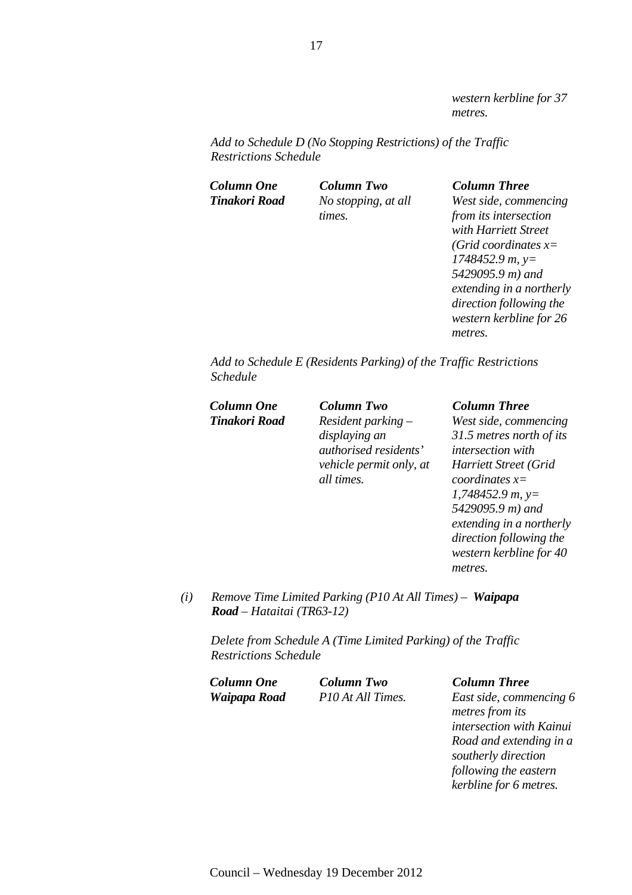*western kerbline for 37 metres.*

*Add to Schedule D (No Stopping Restrictions) of the Traffic Restrictions Schedule*

| ***Column One*** | ***Column Two*** | ***Column Three*** |
|---|---|---|
| ***Tinakori Road*** | *No stopping, at all times.* | *West side, commencing from its intersection with Harriett Street (Grid coordinates x= 1748452.9 m, y= 5429095.9 m) and extending in a northerly direction following the western kerbline for 26 metres.* |

*Add to Schedule E (Residents Parking) of the Traffic Restrictions Schedule*

| ***Column One*** | ***Column Two*** | ***Column Three*** |
|---|---|---|
| ***Tinakori Road*** | *Resident parking – displaying an authorised residents' vehicle permit only, at all times.* | *West side, commencing 31.5 metres north of its intersection with Harriett Street (Grid coordinates x= 1,748452.9 m, y= 5429095.9 m) and extending in a northerly direction following the western kerbline for 40 metres.* |

*(i) Remove Time Limited Parking (P10 At All Times) –* ***Waipapa Road*** *– Hataitai (TR63-12)*

*Delete from Schedule A (Time Limited Parking) of the Traffic Restrictions Schedule*

| ***Column One*** | ***Column Two*** | ***Column Three*** |
|---|---|---|
| ***Waipapa Road*** | *P10 At All Times.* | *East side, commencing 6 metres from its intersection with Kainui Road and extending in a southerly direction following the eastern kerbline for 6 metres.* |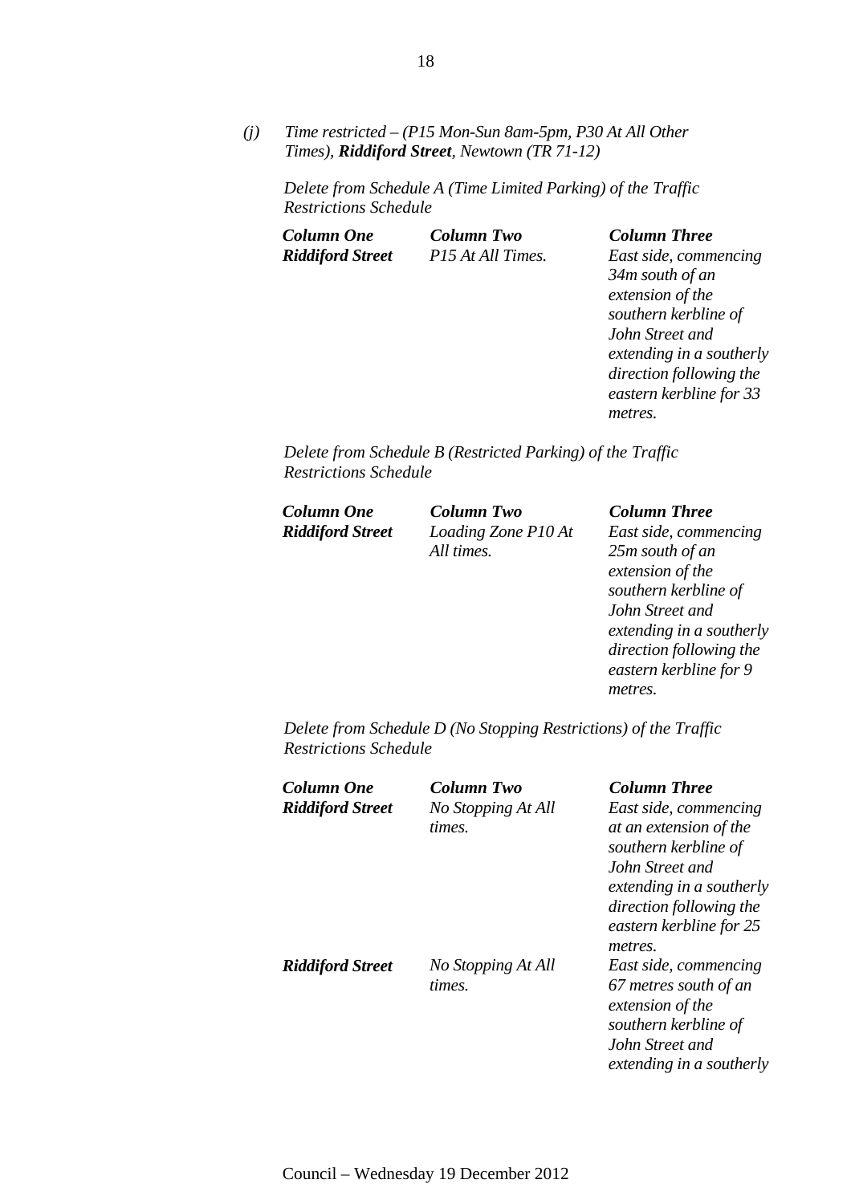*(j) Time restricted – (P15 Mon-Sun 8am-5pm, P30 At All Other Times), **Riddiford Street**, Newtown (TR 71-12)*

*Delete from Schedule A (Time Limited Parking) of the Traffic Restrictions Schedule*

| ***Column One*** | ***Column Two*** | ***Column Three*** |
|---|---|---|
| ***Riddiford Street*** | *P15 At All Times.* | *East side, commencing 34m south of an extension of the southern kerbline of John Street and extending in a southerly direction following the eastern kerbline for 33 metres.* |

*Delete from Schedule B (Restricted Parking) of the Traffic Restrictions Schedule*

| ***Column One*** | ***Column Two*** | ***Column Three*** |
|---|---|---|
| ***Riddiford Street*** | *Loading Zone P10 At All times.* | *East side, commencing 25m south of an extension of the southern kerbline of John Street and extending in a southerly direction following the eastern kerbline for 9 metres.* |

*Delete from Schedule D (No Stopping Restrictions) of the Traffic Restrictions Schedule*

| ***Column One*** | ***Column Two*** | ***Column Three*** |
|---|---|---|
| ***Riddiford Street*** | *No Stopping At All times.* | *East side, commencing at an extension of the southern kerbline of John Street and extending in a southerly direction following the eastern kerbline for 25 metres.* |
| ***Riddiford Street*** | *No Stopping At All times.* | *East side, commencing 67 metres south of an extension of the southern kerbline of John Street and extending in a southerly* |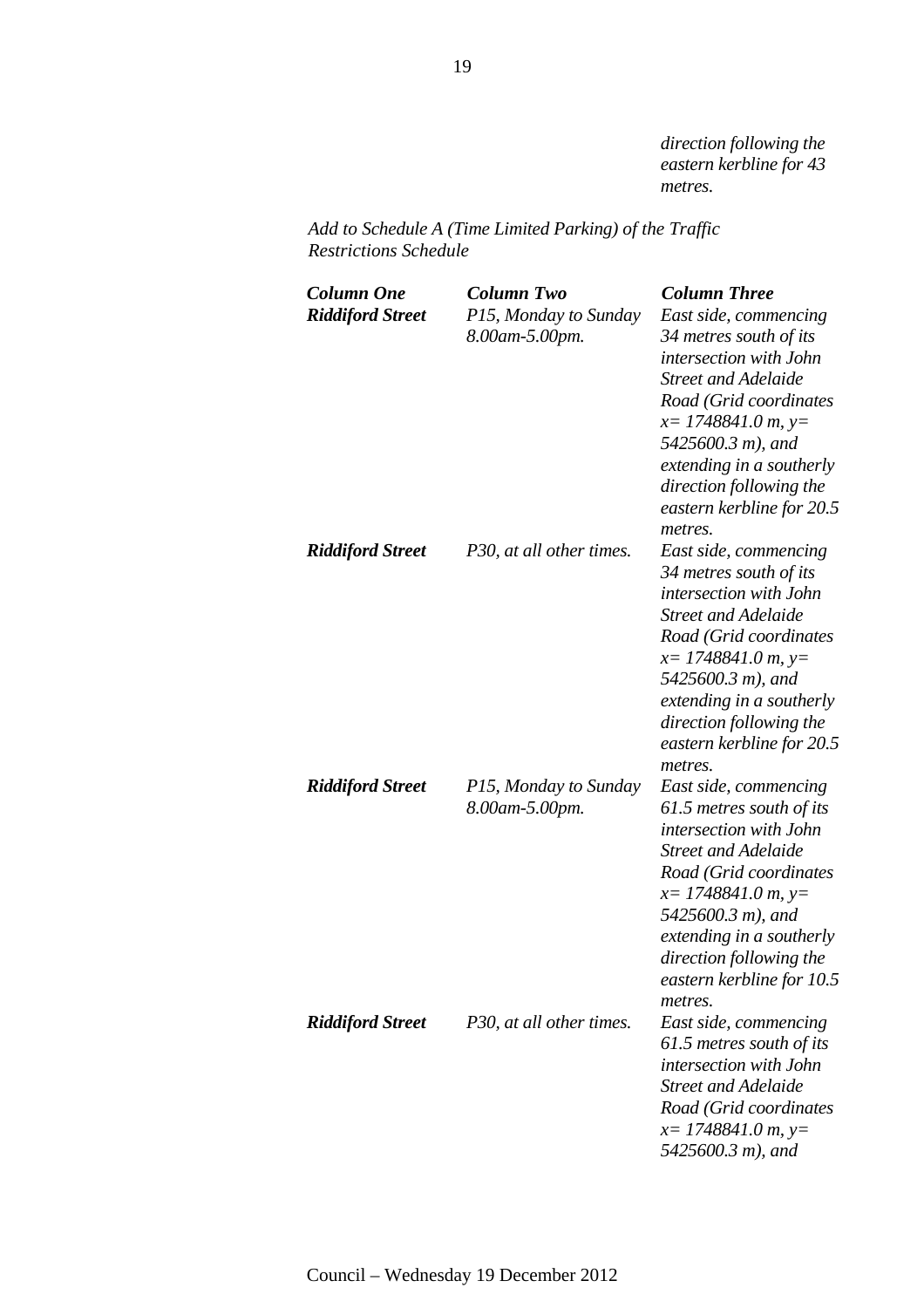*direction following the eastern kerbline for 43 metres.*

*Add to Schedule A (Time Limited Parking) of the Traffic Restrictions Schedule*

| ***Column One*** | ***Column Two*** | ***Column Three*** |
|---|---|---|
| ***Riddiford Street*** | *P15, Monday to Sunday 8.00am-5.00pm.* | *East side, commencing 34 metres south of its intersection with John Street and Adelaide Road (Grid coordinates x= 1748841.0 m, y= 5425600.3 m), and extending in a southerly direction following the eastern kerbline for 20.5 metres.* |
| ***Riddiford Street*** | *P30, at all other times.* | *East side, commencing 34 metres south of its intersection with John Street and Adelaide Road (Grid coordinates x= 1748841.0 m, y= 5425600.3 m), and extending in a southerly direction following the eastern kerbline for 20.5 metres.* |
| ***Riddiford Street*** | *P15, Monday to Sunday 8.00am-5.00pm.* | *East side, commencing 61.5 metres south of its intersection with John Street and Adelaide Road (Grid coordinates x= 1748841.0 m, y= 5425600.3 m), and extending in a southerly direction following the eastern kerbline for 10.5 metres.* |
| ***Riddiford Street*** | *P30, at all other times.* | *East side, commencing 61.5 metres south of its intersection with John Street and Adelaide Road (Grid coordinates x= 1748841.0 m, y= 5425600.3 m), and* |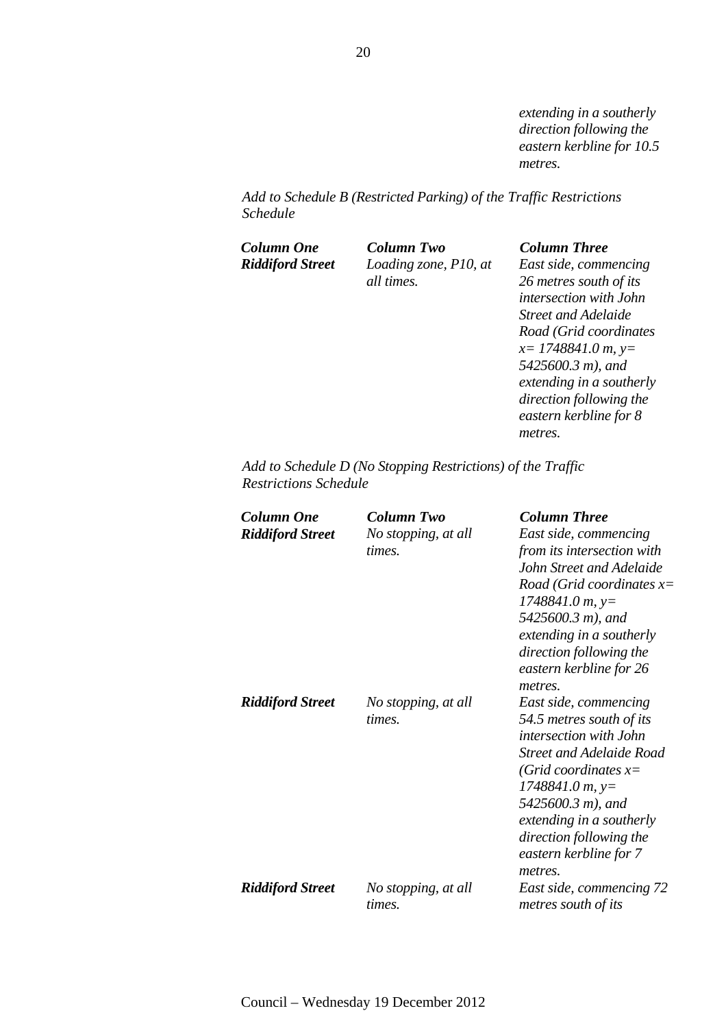*extending in a southerly direction following the eastern kerbline for 10.5 metres.*

*Add to Schedule B (Restricted Parking) of the Traffic Restrictions Schedule*

| ***Column One*** | ***Column Two*** | ***Column Three*** |
|---|---|---|
| ***Riddiford Street*** | *Loading zone, P10, at all times.* | *East side, commencing 26 metres south of its intersection with John Street and Adelaide Road (Grid coordinates x= 1748841.0 m, y= 5425600.3 m), and extending in a southerly direction following the eastern kerbline for 8 metres.* |

*Add to Schedule D (No Stopping Restrictions) of the Traffic Restrictions Schedule*

| ***Column One*** | ***Column Two*** | ***Column Three*** |
|---|---|---|
| ***Riddiford Street*** | *No stopping, at all times.* | *East side, commencing from its intersection with John Street and Adelaide Road (Grid coordinates x= 1748841.0 m, y= 5425600.3 m), and extending in a southerly direction following the eastern kerbline for 26 metres.* |
| ***Riddiford Street*** | *No stopping, at all times.* | *East side, commencing 54.5 metres south of its intersection with John Street and Adelaide Road (Grid coordinates x= 1748841.0 m, y= 5425600.3 m), and extending in a southerly direction following the eastern kerbline for 7 metres.* |
| ***Riddiford Street*** | *No stopping, at all times.* | *East side, commencing 72 metres south of its* |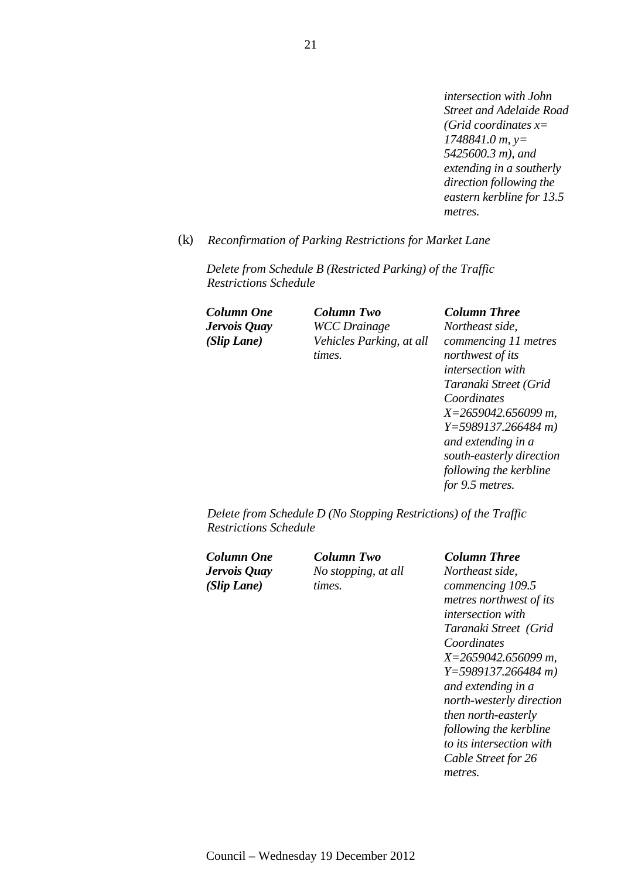*intersection with John Street and Adelaide Road (Grid coordinates x= 1748841.0 m, y= 5425600.3 m), and extending in a southerly direction following the eastern kerbline for 13.5 metres.*

(k) *Reconfirmation of Parking Restrictions for Market Lane*

*Delete from Schedule B (Restricted Parking) of the Traffic Restrictions Schedule*

| ***Column One*** | ***Column Two*** | ***Column Three*** |
|---|---|---|
| ***Jervois Quay (Slip Lane)*** | *WCC Drainage Vehicles Parking, at all times.* | *Northeast side, commencing 11 metres northwest of its intersection with Taranaki Street (Grid Coordinates X=2659042.656099 m, Y=5989137.266484 m) and extending in a south-easterly direction following the kerbline for 9.5 metres.* |

*Delete from Schedule D (No Stopping Restrictions) of the Traffic Restrictions Schedule*

| ***Column One*** | ***Column Two*** | ***Column Three*** |
|---|---|---|
| ***Jervois Quay (Slip Lane)*** | *No stopping, at all times.* | *Northeast side, commencing 109.5 metres northwest of its intersection with Taranaki Street (Grid Coordinates X=2659042.656099 m, Y=5989137.266484 m) and extending in a north-westerly direction then north-easterly following the kerbline to its intersection with Cable Street for 26 metres.* |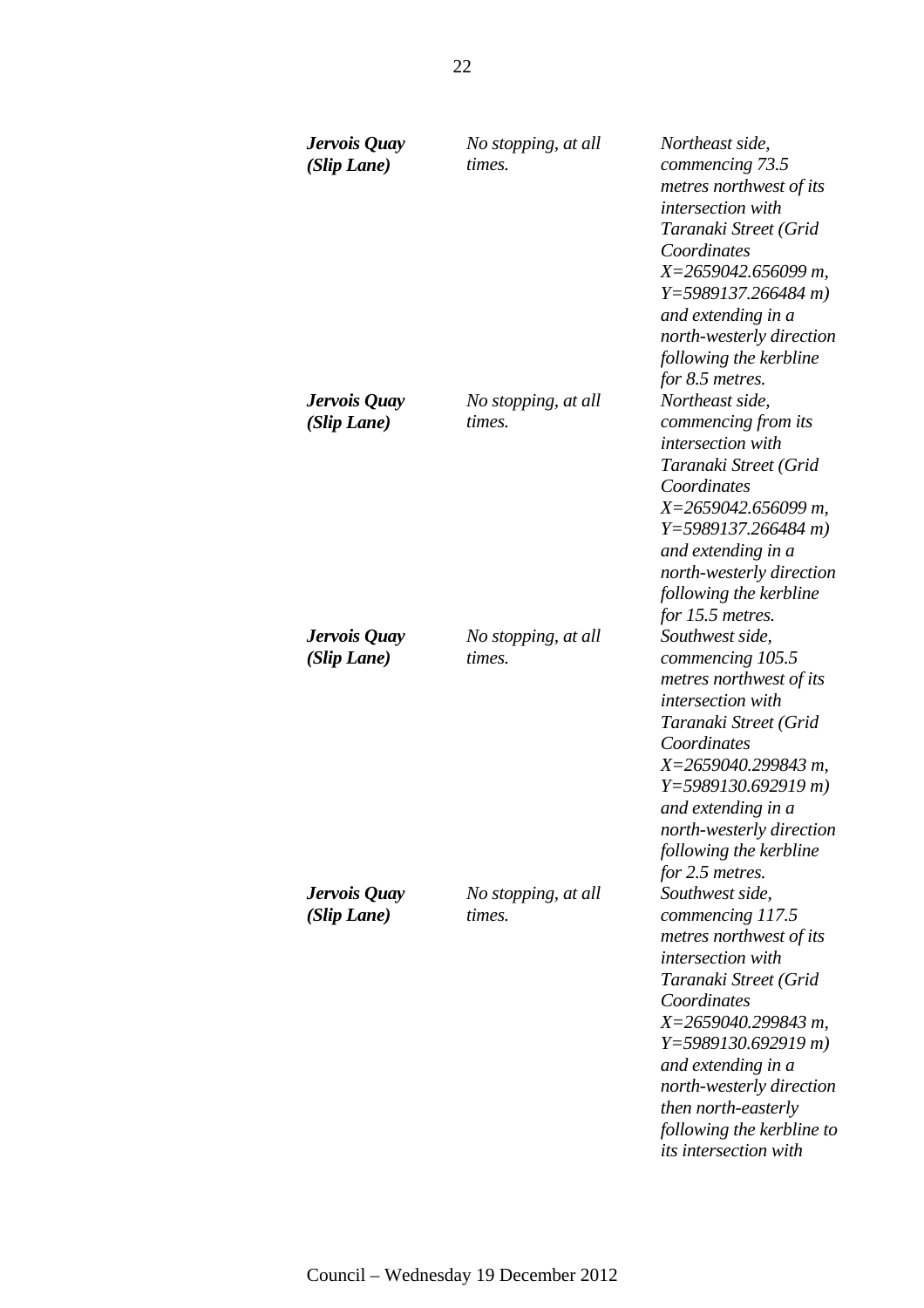| | | |
|---|---|---|
| ***Jervois Quay (Slip Lane)*** | *No stopping, at all times.* | *Northeast side, commencing 73.5 metres northwest of its intersection with Taranaki Street (Grid Coordinates X=2659042.656099 m, Y=5989137.266484 m) and extending in a north-westerly direction following the kerbline for 8.5 metres.* |
| ***Jervois Quay (Slip Lane)*** | *No stopping, at all times.* | *Northeast side, commencing from its intersection with Taranaki Street (Grid Coordinates X=2659042.656099 m, Y=5989137.266484 m) and extending in a north-westerly direction following the kerbline for 15.5 metres.* |
| ***Jervois Quay (Slip Lane)*** | *No stopping, at all times.* | *Southwest side, commencing 105.5 metres northwest of its intersection with Taranaki Street (Grid Coordinates X=2659040.299843 m, Y=5989130.692919 m) and extending in a north-westerly direction following the kerbline for 2.5 metres.* |
| ***Jervois Quay (Slip Lane)*** | *No stopping, at all times.* | *Southwest side, commencing 117.5 metres northwest of its intersection with Taranaki Street (Grid Coordinates X=2659040.299843 m, Y=5989130.692919 m) and extending in a north-westerly direction then north-easterly following the kerbline to its intersection with* |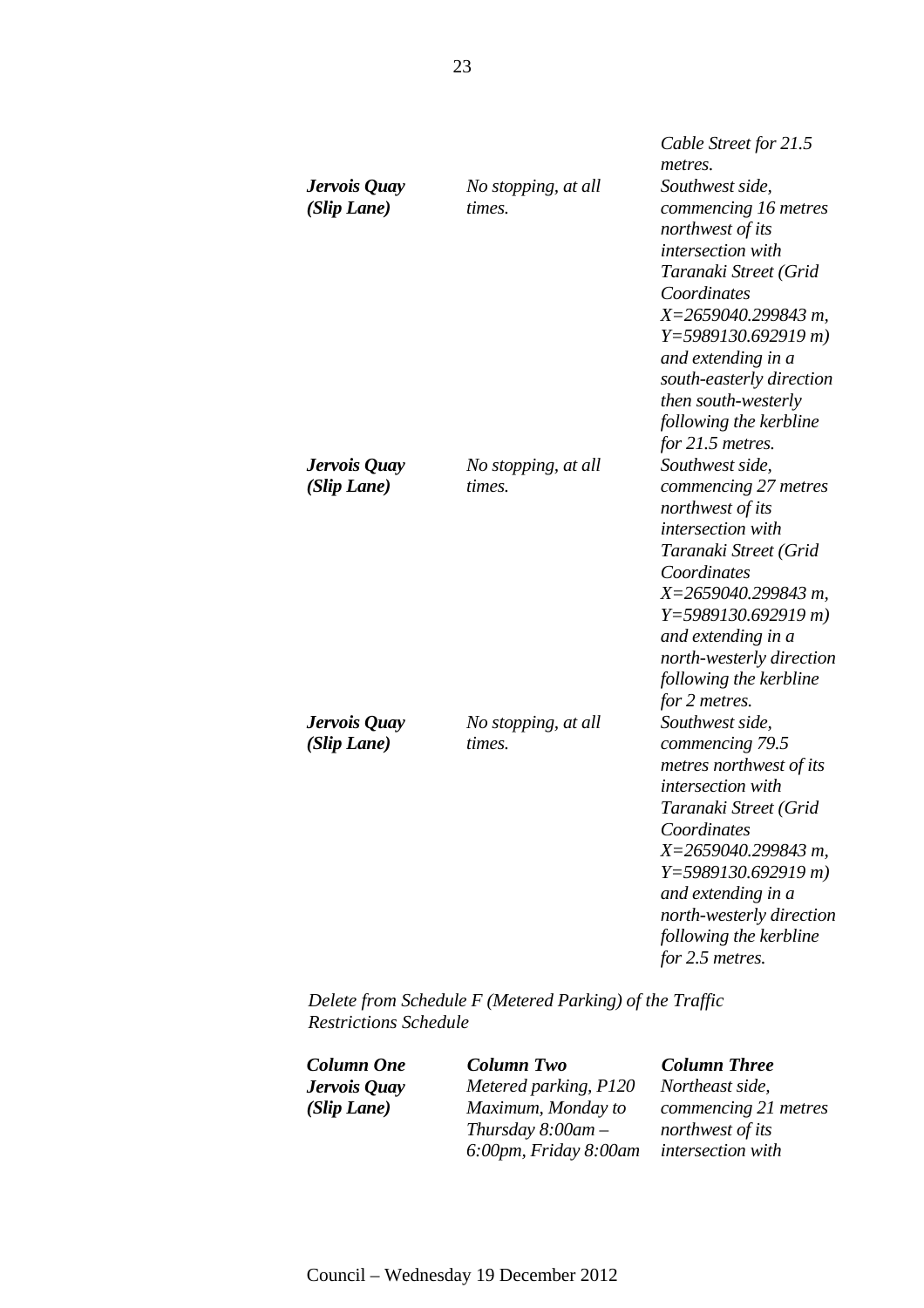| | | |
|---|---|---|
| | | *Cable Street for 21.5 metres.* |
| ***Jervois Quay (Slip Lane)*** | *No stopping, at all times.* | *Southwest side, commencing 16 metres northwest of its intersection with Taranaki Street (Grid Coordinates X=2659040.299843 m, Y=5989130.692919 m) and extending in a south-easterly direction then south-westerly following the kerbline for 21.5 metres.* |
| ***Jervois Quay (Slip Lane)*** | *No stopping, at all times.* | *Southwest side, commencing 27 metres northwest of its intersection with Taranaki Street (Grid Coordinates X=2659040.299843 m, Y=5989130.692919 m) and extending in a north-westerly direction following the kerbline for 2 metres.* |
| ***Jervois Quay (Slip Lane)*** | *No stopping, at all times.* | *Southwest side, commencing 79.5 metres northwest of its intersection with Taranaki Street (Grid Coordinates X=2659040.299843 m, Y=5989130.692919 m) and extending in a north-westerly direction following the kerbline for 2.5 metres.* |

*Delete from Schedule F (Metered Parking) of the Traffic Restrictions Schedule*

| ***Column One*** | ***Column Two*** | ***Column Three*** |
|---|---|---|
| ***Jervois Quay (Slip Lane)*** | *Metered parking, P120 Maximum, Monday to Thursday 8:00am – 6:00pm, Friday 8:00am* | *Northeast side, commencing 21 metres northwest of its intersection with* |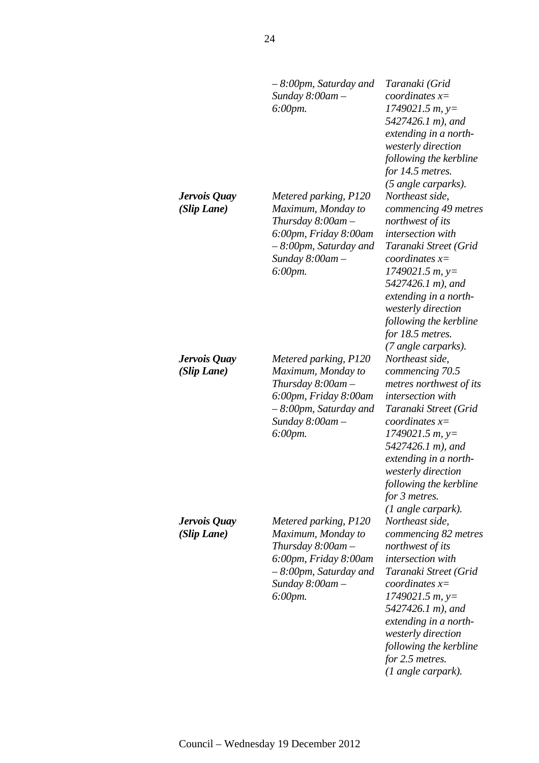| | | |
|---|---|---|
| | *– 8:00pm, Saturday and Sunday 8:00am – 6:00pm.* | *Taranaki (Grid coordinates x= 1749021.5 m, y= 5427426.1 m), and extending in a north-westerly direction following the kerbline for 14.5 metres. (5 angle carparks).* |
| ***Jervois Quay (Slip Lane)*** | *Metered parking, P120 Maximum, Monday to Thursday 8:00am – 6:00pm, Friday 8:00am – 8:00pm, Saturday and Sunday 8:00am – 6:00pm.* | *Northeast side, commencing 49 metres northwest of its intersection with Taranaki Street (Grid coordinates x= 1749021.5 m, y= 5427426.1 m), and extending in a north-westerly direction following the kerbline for 18.5 metres. (7 angle carparks).* |
| ***Jervois Quay (Slip Lane)*** | *Metered parking, P120 Maximum, Monday to Thursday 8:00am – 6:00pm, Friday 8:00am – 8:00pm, Saturday and Sunday 8:00am – 6:00pm.* | *Northeast side, commencing 70.5 metres northwest of its intersection with Taranaki Street (Grid coordinates x= 1749021.5 m, y= 5427426.1 m), and extending in a north-westerly direction following the kerbline for 3 metres. (1 angle carpark).* |
| ***Jervois Quay (Slip Lane)*** | *Metered parking, P120 Maximum, Monday to Thursday 8:00am – 6:00pm, Friday 8:00am – 8:00pm, Saturday and Sunday 8:00am – 6:00pm.* | *Northeast side, commencing 82 metres northwest of its intersection with Taranaki Street (Grid coordinates x= 1749021.5 m, y= 5427426.1 m), and extending in a north-westerly direction following the kerbline for 2.5 metres. (1 angle carpark).* |

Council – Wednesday 19 December 2012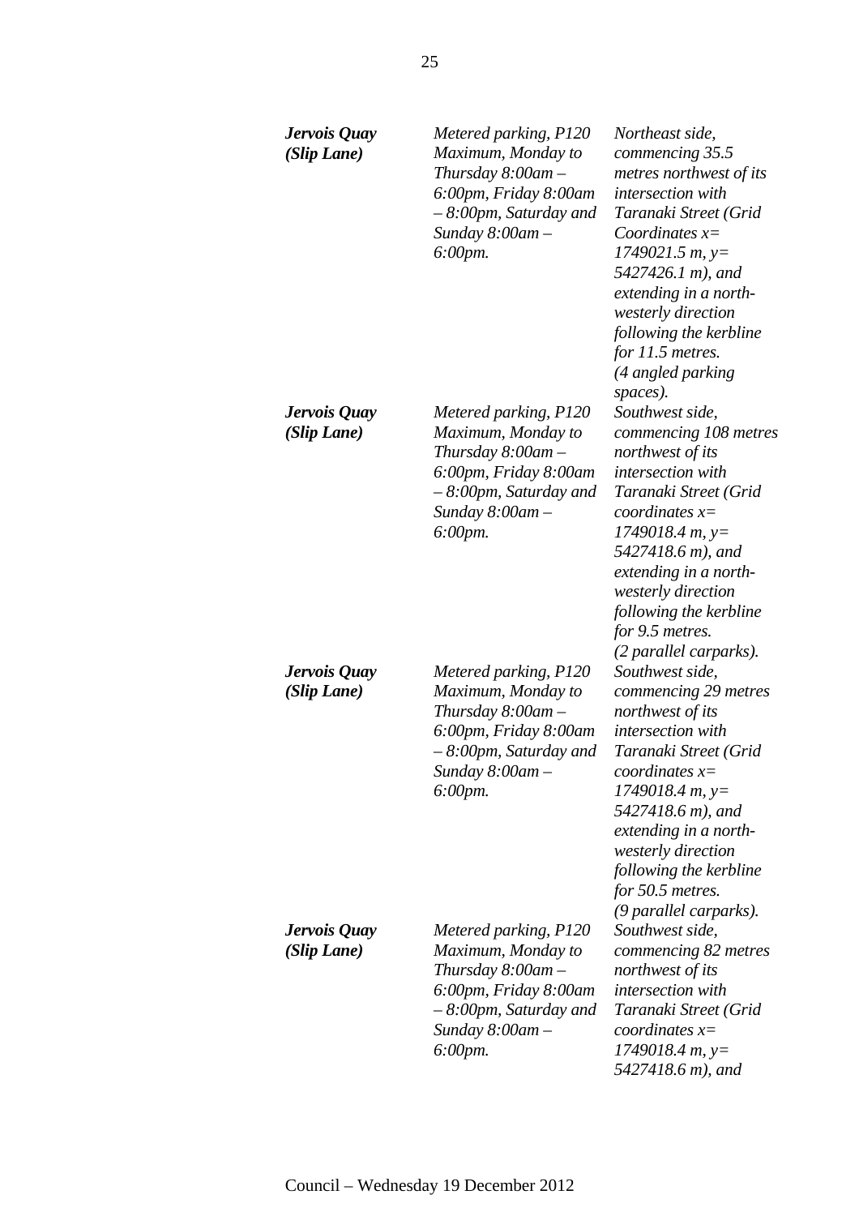| | | |
|---|---|---|
| ***Jervois Quay (Slip Lane)*** | *Metered parking, P120 Maximum, Monday to Thursday 8:00am – 6:00pm, Friday 8:00am – 8:00pm, Saturday and Sunday 8:00am – 6:00pm.* | *Northeast side, commencing 35.5 metres northwest of its intersection with Taranaki Street (Grid Coordinates x= 1749021.5 m, y= 5427426.1 m), and extending in a north-westerly direction following the kerbline for 11.5 metres. (4 angled parking spaces).* |
| ***Jervois Quay (Slip Lane)*** | *Metered parking, P120 Maximum, Monday to Thursday 8:00am – 6:00pm, Friday 8:00am – 8:00pm, Saturday and Sunday 8:00am – 6:00pm.* | *Southwest side, commencing 108 metres northwest of its intersection with Taranaki Street (Grid coordinates x= 1749018.4 m, y= 5427418.6 m), and extending in a north-westerly direction following the kerbline for 9.5 metres. (2 parallel carparks).* |
| ***Jervois Quay (Slip Lane)*** | *Metered parking, P120 Maximum, Monday to Thursday 8:00am – 6:00pm, Friday 8:00am – 8:00pm, Saturday and Sunday 8:00am – 6:00pm.* | *Southwest side, commencing 29 metres northwest of its intersection with Taranaki Street (Grid coordinates x= 1749018.4 m, y= 5427418.6 m), and extending in a north-westerly direction following the kerbline for 50.5 metres. (9 parallel carparks).* |
| ***Jervois Quay (Slip Lane)*** | *Metered parking, P120 Maximum, Monday to Thursday 8:00am – 6:00pm, Friday 8:00am – 8:00pm, Saturday and Sunday 8:00am – 6:00pm.* | *Southwest side, commencing 82 metres northwest of its intersection with Taranaki Street (Grid coordinates x= 1749018.4 m, y= 5427418.6 m), and* |

Council – Wednesday 19 December 2012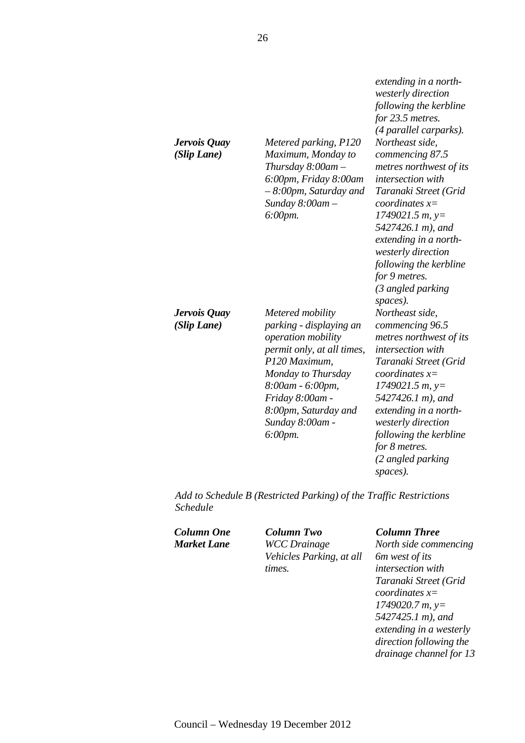| | | *extending in a north-westerly direction following the kerbline for 23.5 metres. (4 parallel carparks).* |
|---|---|---|
| ***Jervois Quay (Slip Lane)*** | *Metered parking, P120 Maximum, Monday to Thursday 8:00am – 6:00pm, Friday 8:00am – 8:00pm, Saturday and Sunday 8:00am – 6:00pm.* | *Northeast side, commencing 87.5 metres northwest of its intersection with Taranaki Street (Grid coordinates x= 1749021.5 m, y= 5427426.1 m), and extending in a north-westerly direction following the kerbline for 9 metres. (3 angled parking spaces).* |
| ***Jervois Quay (Slip Lane)*** | *Metered mobility parking - displaying an operation mobility permit only, at all times, P120 Maximum, Monday to Thursday 8:00am - 6:00pm, Friday 8:00am - 8:00pm, Saturday and Sunday 8:00am - 6:00pm.* | *Northeast side, commencing 96.5 metres northwest of its intersection with Taranaki Street (Grid coordinates x= 1749021.5 m, y= 5427426.1 m), and extending in a north-westerly direction following the kerbline for 8 metres. (2 angled parking spaces).* |

*Add to Schedule B (Restricted Parking) of the Traffic Restrictions Schedule*

| ***Column One*** | ***Column Two*** | ***Column Three*** |
|---|---|---|
| ***Market Lane*** | *WCC Drainage Vehicles Parking, at all times.* | *North side commencing 6m west of its intersection with Taranaki Street (Grid coordinates x= 1749020.7 m, y= 5427425.1 m), and extending in a westerly direction following the drainage channel for 13* |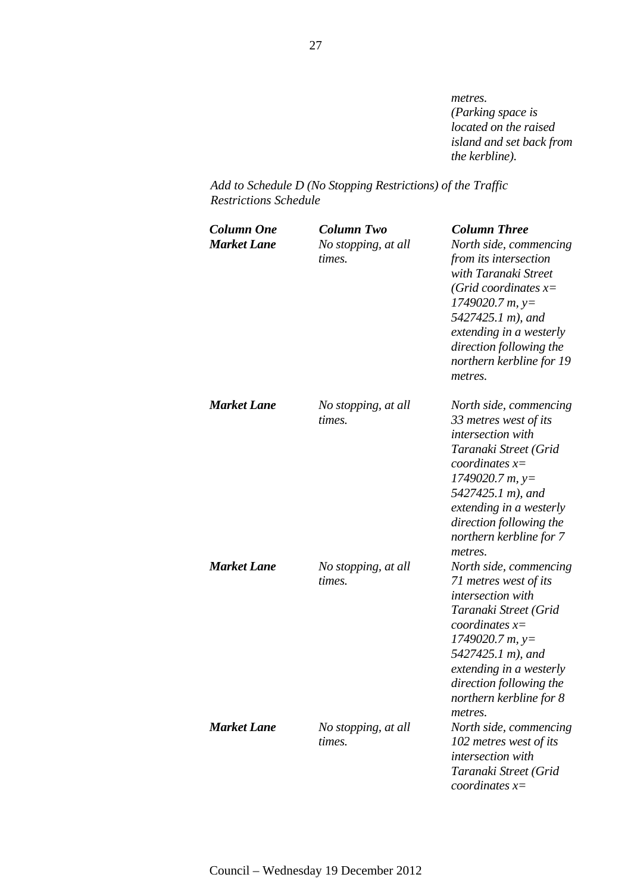*metres.*
*(Parking space is located on the raised island and set back from the kerbline).*

*Add to Schedule D (No Stopping Restrictions) of the Traffic Restrictions Schedule*

| ***Column One*** | ***Column Two*** | ***Column Three*** |
|---|---|---|
| ***Market Lane*** | *No stopping, at all times.* | *North side, commencing from its intersection with Taranaki Street (Grid coordinates x= 1749020.7 m, y= 5427425.1 m), and extending in a westerly direction following the northern kerbline for 19 metres.* |
| ***Market Lane*** | *No stopping, at all times.* | *North side, commencing 33 metres west of its intersection with Taranaki Street (Grid coordinates x= 1749020.7 m, y= 5427425.1 m), and extending in a westerly direction following the northern kerbline for 7 metres.* |
| ***Market Lane*** | *No stopping, at all times.* | *North side, commencing 71 metres west of its intersection with Taranaki Street (Grid coordinates x= 1749020.7 m, y= 5427425.1 m), and extending in a westerly direction following the northern kerbline for 8 metres.* |
| ***Market Lane*** | *No stopping, at all times.* | *North side, commencing 102 metres west of its intersection with Taranaki Street (Grid coordinates x=* |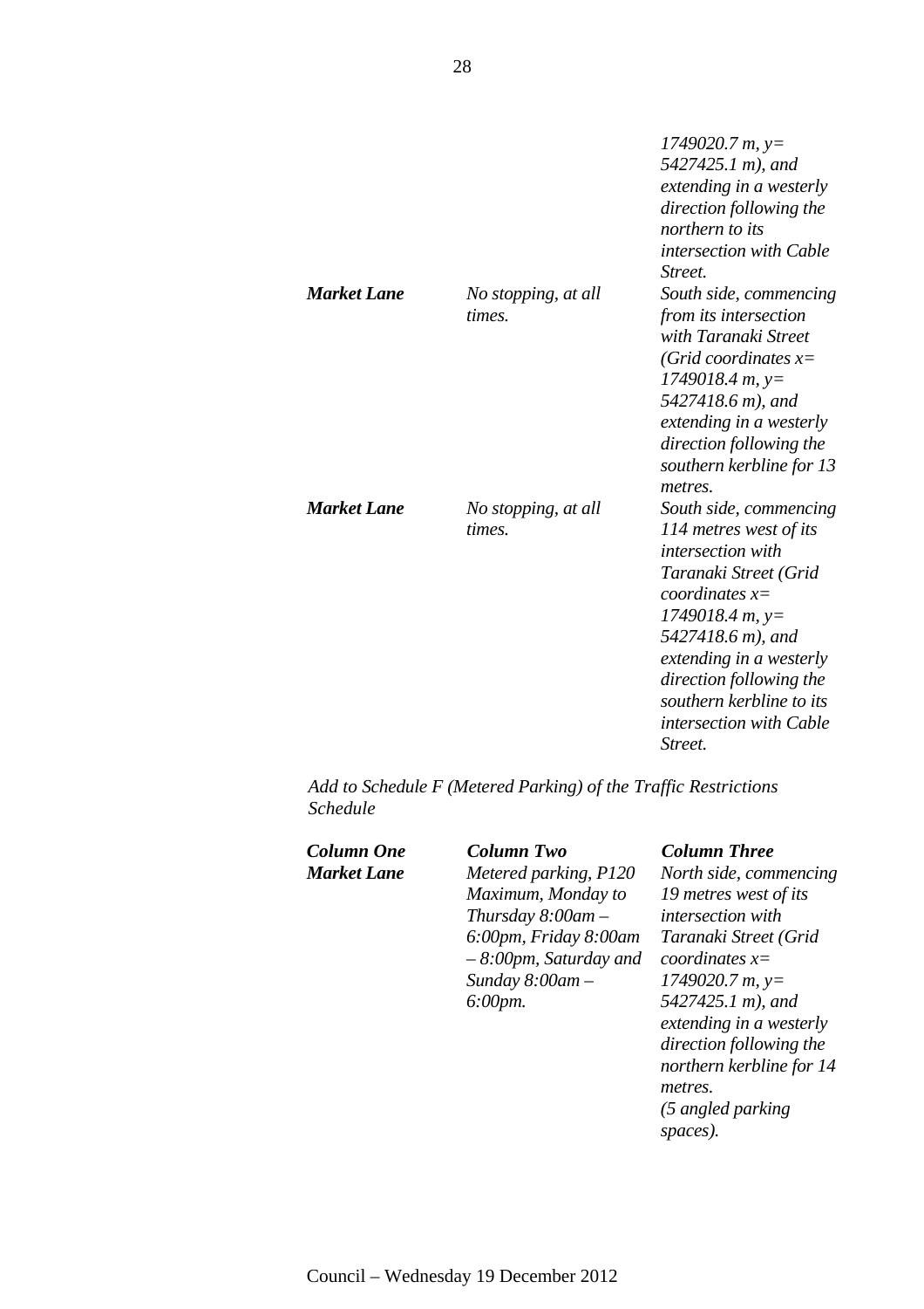| | | |
|---|---|---|
| | | *1749020.7 m, y= 5427425.1 m), and extending in a westerly direction following the northern to its intersection with Cable Street.* |
| ***Market Lane*** | *No stopping, at all times.* | *South side, commencing from its intersection with Taranaki Street (Grid coordinates x= 1749018.4 m, y= 5427418.6 m), and extending in a westerly direction following the southern kerbline for 13 metres.* |
| ***Market Lane*** | *No stopping, at all times.* | *South side, commencing 114 metres west of its intersection with Taranaki Street (Grid coordinates x= 1749018.4 m, y= 5427418.6 m), and extending in a westerly direction following the southern kerbline to its intersection with Cable Street.* |

*Add to Schedule F (Metered Parking) of the Traffic Restrictions Schedule*

| ***Column One*** | ***Column Two*** | ***Column Three*** |
|---|---|---|
| ***Market Lane*** | *Metered parking, P120 Maximum, Monday to Thursday 8:00am – 6:00pm, Friday 8:00am – 8:00pm, Saturday and Sunday 8:00am – 6:00pm.* | *North side, commencing 19 metres west of its intersection with Taranaki Street (Grid coordinates x= 1749020.7 m, y= 5427425.1 m), and extending in a westerly direction following the northern kerbline for 14 metres. (5 angled parking spaces).* |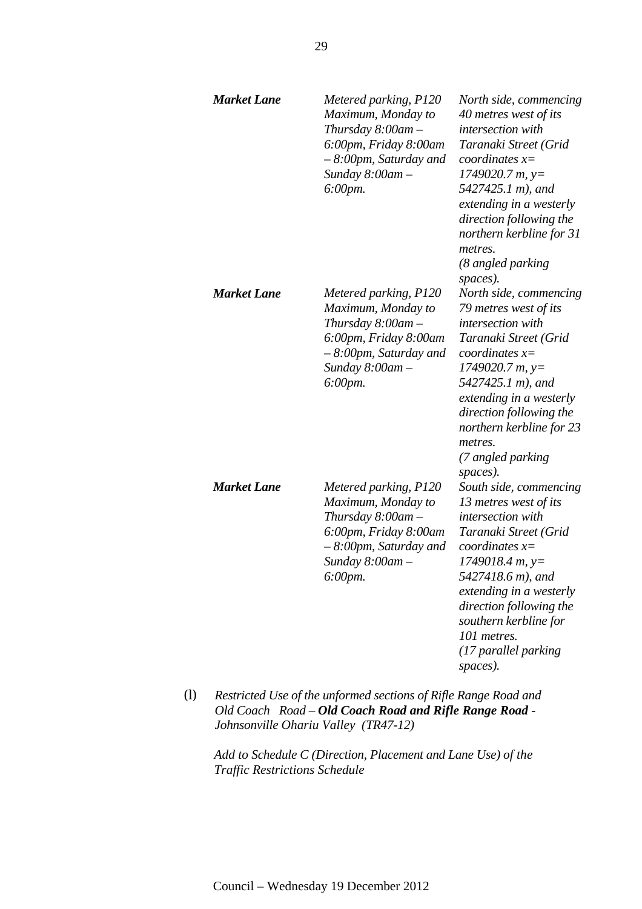| | | |
|---|---|---|
| ***Market Lane*** | *Metered parking, P120 Maximum, Monday to Thursday 8:00am – 6:00pm, Friday 8:00am – 8:00pm, Saturday and Sunday 8:00am – 6:00pm.* | *North side, commencing 40 metres west of its intersection with Taranaki Street (Grid coordinates x= 1749020.7 m, y= 5427425.1 m), and extending in a westerly direction following the northern kerbline for 31 metres. (8 angled parking spaces).* |
| ***Market Lane*** | *Metered parking, P120 Maximum, Monday to Thursday 8:00am – 6:00pm, Friday 8:00am – 8:00pm, Saturday and Sunday 8:00am – 6:00pm.* | *North side, commencing 79 metres west of its intersection with Taranaki Street (Grid coordinates x= 1749020.7 m, y= 5427425.1 m), and extending in a westerly direction following the northern kerbline for 23 metres. (7 angled parking spaces).* |
| ***Market Lane*** | *Metered parking, P120 Maximum, Monday to Thursday 8:00am – 6:00pm, Friday 8:00am – 8:00pm, Saturday and Sunday 8:00am – 6:00pm.* | *South side, commencing 13 metres west of its intersection with Taranaki Street (Grid coordinates x= 1749018.4 m, y= 5427418.6 m), and extending in a westerly direction following the southern kerbline for 101 metres. (17 parallel parking spaces).* |

(l) *Restricted Use of the unformed sections of Rifle Range Road and Old Coach Road –* ***Old Coach Road and Rifle Range Road*** *- Johnsonville Ohariu Valley (TR47-12)*

*Add to Schedule C (Direction, Placement and Lane Use) of the Traffic Restrictions Schedule*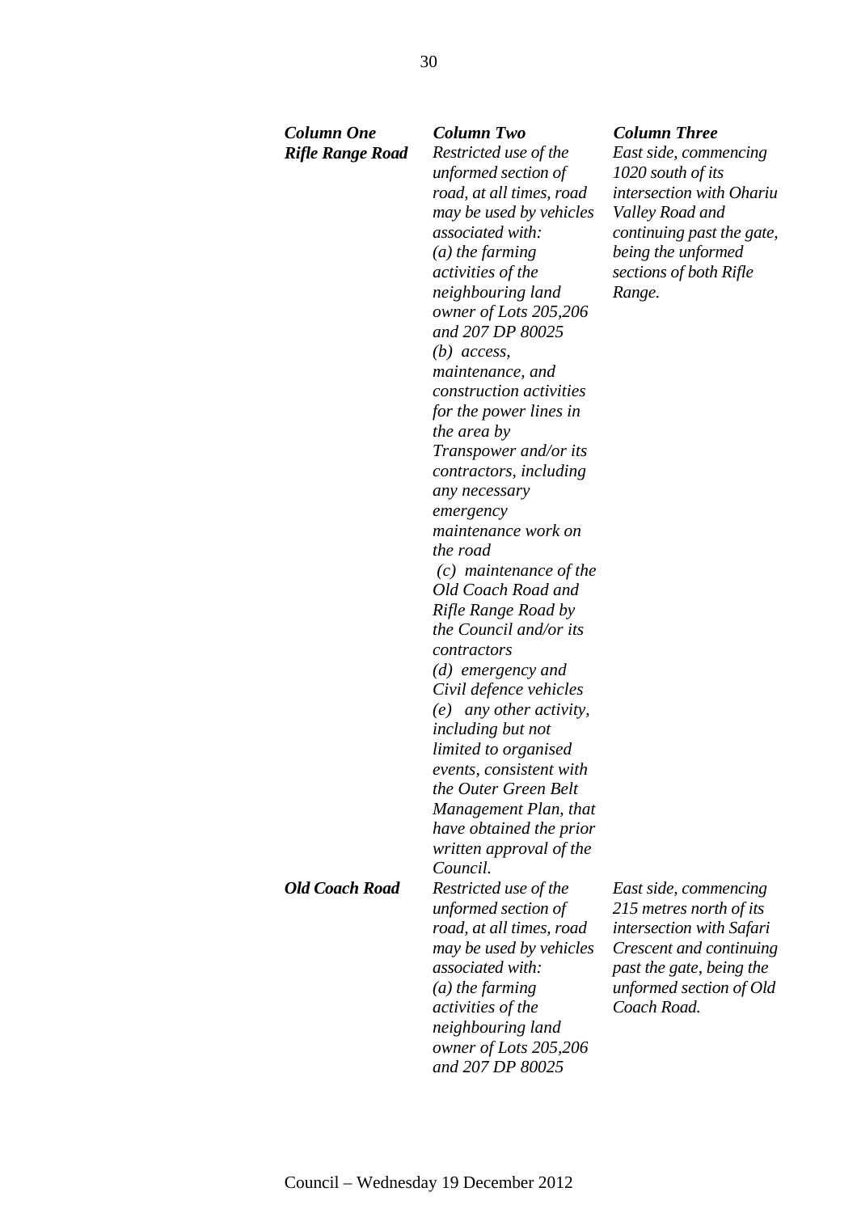| *Column One* | *Column Two* | *Column Three* |
|---|---|---|
| ***Rifle Range Road*** | *Restricted use of the unformed section of road, at all times, road may be used by vehicles associated with:*<br>*(a) the farming activities of the neighbouring land owner of Lots 205,206 and 207 DP 80025*<br>*(b) access, maintenance, and construction activities for the power lines in the area by Transpower and/or its contractors, including any necessary emergency maintenance work on the road*<br>*(c) maintenance of the Old Coach Road and Rifle Range Road by the Council and/or its contractors*<br>*(d) emergency and Civil defence vehicles*<br>*(e) any other activity, including but not limited to organised events, consistent with the Outer Green Belt Management Plan, that have obtained the prior written approval of the Council.* | *East side, commencing 1020 south of its intersection with Ohariu Valley Road and continuing past the gate, being the unformed sections of both Rifle Range.* |
| ***Old Coach Road*** | *Restricted use of the unformed section of road, at all times, road may be used by vehicles associated with:*<br>*(a) the farming activities of the neighbouring land owner of Lots 205,206 and 207 DP 80025* | *East side, commencing 215 metres north of its intersection with Safari Crescent and continuing past the gate, being the unformed section of Old Coach Road.* |

Council – Wednesday 19 December 2012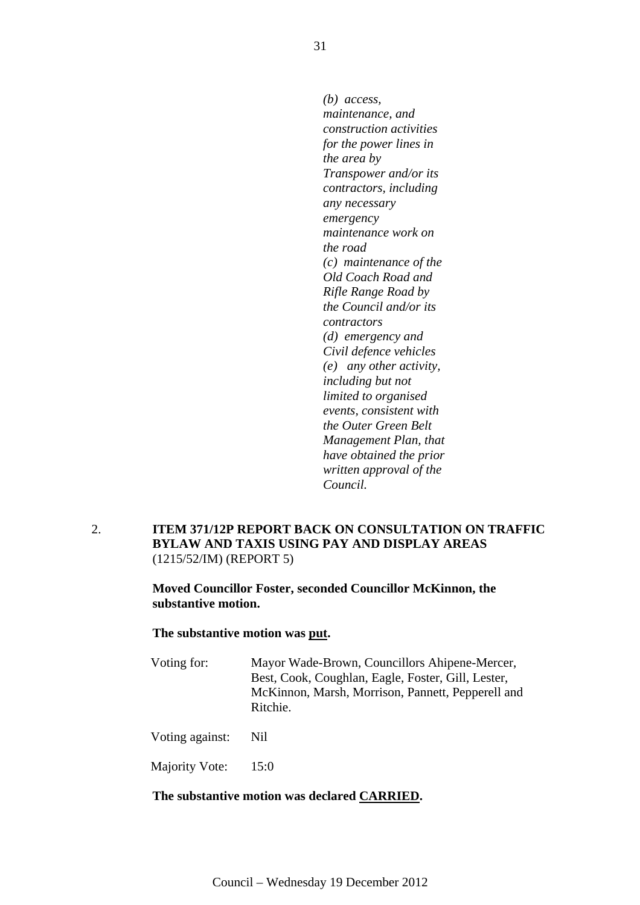*(b) access, maintenance, and construction activities for the power lines in the area by Transpower and/or its contractors, including any necessary emergency maintenance work on the road*
*(c) maintenance of the Old Coach Road and Rifle Range Road by the Council and/or its contractors*
*(d) emergency and Civil defence vehicles*
*(e) any other activity, including but not limited to organised events, consistent with the Outer Green Belt Management Plan, that have obtained the prior written approval of the Council.*

2. **ITEM 371/12P REPORT BACK ON CONSULTATION ON TRAFFIC BYLAW AND TAXIS USING PAY AND DISPLAY AREAS**
(1215/52/IM) (REPORT 5)

**Moved Councillor Foster, seconded Councillor McKinnon, the substantive motion.**

**The substantive motion was put.**

Voting for: Mayor Wade-Brown, Councillors Ahipene-Mercer, Best, Cook, Coughlan, Eagle, Foster, Gill, Lester, McKinnon, Marsh, Morrison, Pannett, Pepperell and Ritchie.

Voting against: Nil

Majority Vote: 15:0

**The substantive motion was declared CARRIED.**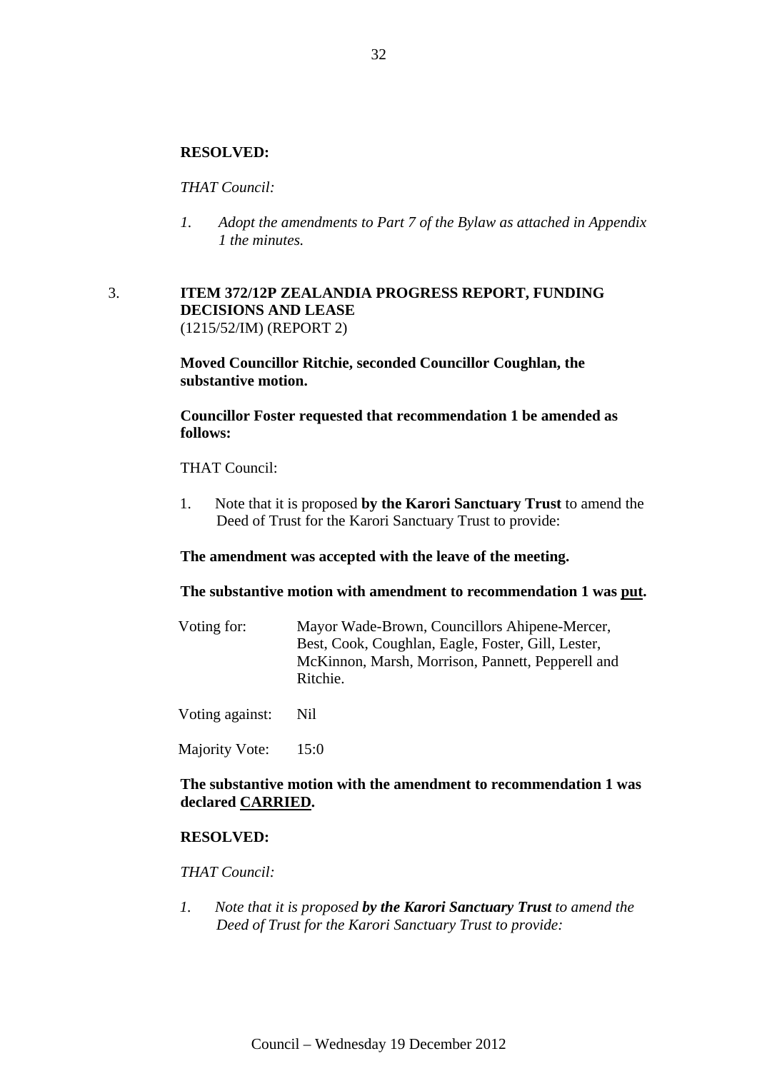**RESOLVED:**

*THAT Council:*

*1. Adopt the amendments to Part 7 of the Bylaw as attached in Appendix 1 the minutes.*

3. **ITEM 372/12P ZEALANDIA PROGRESS REPORT, FUNDING DECISIONS AND LEASE**
(1215/52/IM) (REPORT 2)

**Moved Councillor Ritchie, seconded Councillor Coughlan, the substantive motion.**

**Councillor Foster requested that recommendation 1 be amended as follows:**

THAT Council:

1. Note that it is proposed **by the Karori Sanctuary Trust** to amend the Deed of Trust for the Karori Sanctuary Trust to provide:

**The amendment was accepted with the leave of the meeting.**

**The substantive motion with amendment to recommendation 1 was put.**

| | |
|---|---|
| Voting for: | Mayor Wade-Brown, Councillors Ahipene-Mercer, Best, Cook, Coughlan, Eagle, Foster, Gill, Lester, McKinnon, Marsh, Morrison, Pannett, Pepperell and Ritchie. |
| Voting against: | Nil |
| Majority Vote: | 15:0 |

**The substantive motion with the amendment to recommendation 1 was declared CARRIED.**

**RESOLVED:**

*THAT Council:*

*1. Note that it is proposed **by the Karori Sanctuary Trust** to amend the Deed of Trust for the Karori Sanctuary Trust to provide:*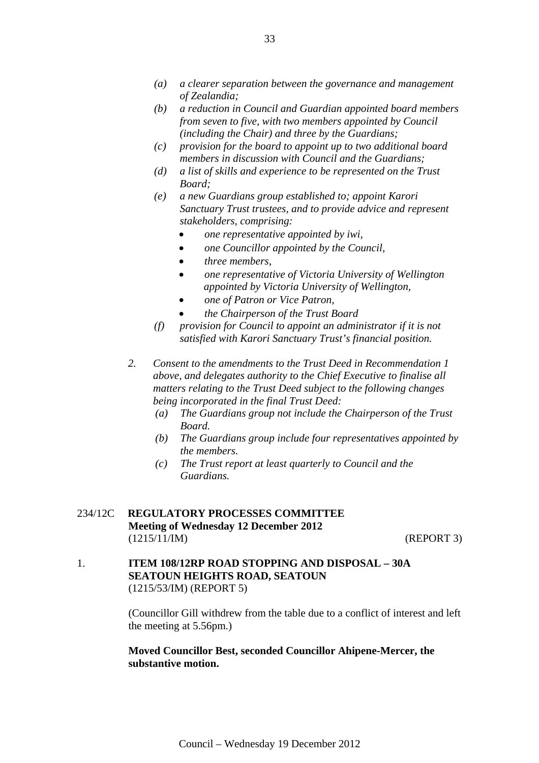*(a) a clearer separation between the governance and management of Zealandia;*

*(b) a reduction in Council and Guardian appointed board members from seven to five, with two members appointed by Council (including the Chair) and three by the Guardians;*

*(c) provision for the board to appoint up to two additional board members in discussion with Council and the Guardians;*

*(d) a list of skills and experience to be represented on the Trust Board;*

*(e) a new Guardians group established to; appoint Karori Sanctuary Trust trustees, and to provide advice and represent stakeholders, comprising:*

- *one representative appointed by iwi,*
- *one Councillor appointed by the Council,*
- *three members,*
- *one representative of Victoria University of Wellington appointed by Victoria University of Wellington,*
- *one of Patron or Vice Patron,*
- *the Chairperson of the Trust Board*

*(f) provision for Council to appoint an administrator if it is not satisfied with Karori Sanctuary Trust's financial position.*

*2. Consent to the amendments to the Trust Deed in Recommendation 1 above, and delegates authority to the Chief Executive to finalise all matters relating to the Trust Deed subject to the following changes being incorporated in the final Trust Deed:*

*(a) The Guardians group not include the Chairperson of the Trust Board.*

*(b) The Guardians group include four representatives appointed by the members.*

*(c) The Trust report at least quarterly to Council and the Guardians.*

## 234/12C REGULATORY PROCESSES COMMITTEE

**Meeting of Wednesday 12 December 2012**

(1215/11/IM) (REPORT 3)

### 1. ITEM 108/12RP ROAD STOPPING AND DISPOSAL – 30A SEATOUN HEIGHTS ROAD, SEATOUN

(1215/53/IM) (REPORT 5)

(Councillor Gill withdrew from the table due to a conflict of interest and left the meeting at 5.56pm.)

**Moved Councillor Best, seconded Councillor Ahipene-Mercer, the substantive motion.**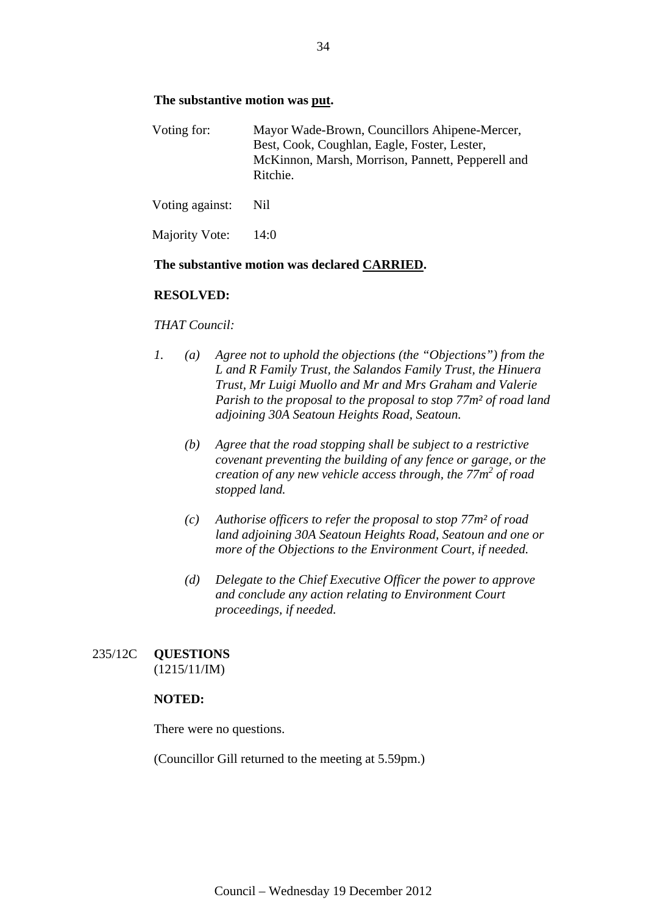**The substantive motion was <u>put</u>.**

| | |
|---|---|
| Voting for: | Mayor Wade-Brown, Councillors Ahipene-Mercer, Best, Cook, Coughlan, Eagle, Foster, Lester, McKinnon, Marsh, Morrison, Pannett, Pepperell and Ritchie. |
| Voting against: | Nil |
| Majority Vote: | 14:0 |

**The substantive motion was declared <u>CARRIED</u>.**

**RESOLVED:**

*THAT Council:*

*1. (a) Agree not to uphold the objections (the "Objections") from the L and R Family Trust, the Salandos Family Trust, the Hinuera Trust, Mr Luigi Muollo and Mr and Mrs Graham and Valerie Parish to the proposal to the proposal to stop 77m² of road land adjoining 30A Seatoun Heights Road, Seatoun.*

*(b) Agree that the road stopping shall be subject to a restrictive covenant preventing the building of any fence or garage, or the creation of any new vehicle access through, the 77m² of road stopped land.*

*(c) Authorise officers to refer the proposal to stop 77m² of road land adjoining 30A Seatoun Heights Road, Seatoun and one or more of the Objections to the Environment Court, if needed.*

*(d) Delegate to the Chief Executive Officer the power to approve and conclude any action relating to Environment Court proceedings, if needed.*

235/12C **QUESTIONS**
(1215/11/IM)

**NOTED:**

There were no questions.

(Councillor Gill returned to the meeting at 5.59pm.)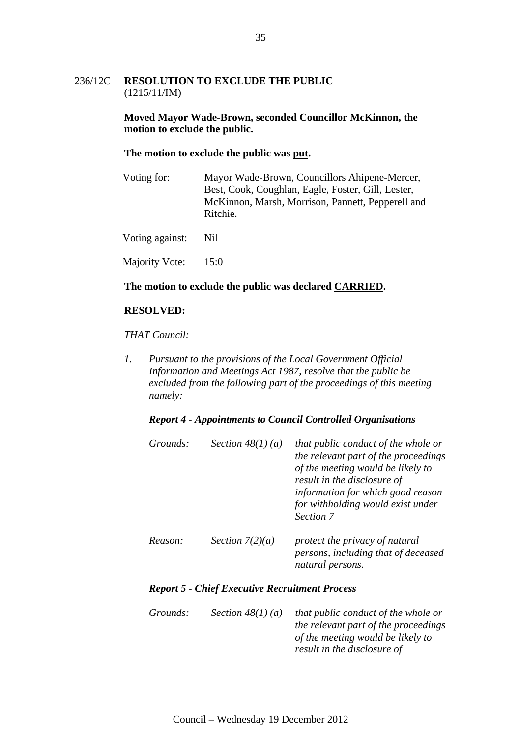236/12C **RESOLUTION TO EXCLUDE THE PUBLIC**
(1215/11/IM)

**Moved Mayor Wade-Brown, seconded Councillor McKinnon, the motion to exclude the public.**

**The motion to exclude the public was put.**

| | |
|---|---|
| Voting for: | Mayor Wade-Brown, Councillors Ahipene-Mercer, Best, Cook, Coughlan, Eagle, Foster, Gill, Lester, McKinnon, Marsh, Morrison, Pannett, Pepperell and Ritchie. |
| Voting against: | Nil |
| Majority Vote: | 15:0 |

**The motion to exclude the public was declared CARRIED.**

**RESOLVED:**

*THAT Council:*

1. *Pursuant to the provisions of the Local Government Official Information and Meetings Act 1987, resolve that the public be excluded from the following part of the proceedings of this meeting namely:*

***Report 4 - Appointments to Council Controlled Organisations***

| | | |
|---|---|---|
| *Grounds:* | *Section 48(1) (a)* | *that public conduct of the whole or the relevant part of the proceedings of the meeting would be likely to result in the disclosure of information for which good reason for withholding would exist under Section 7* |
| *Reason:* | *Section 7(2)(a)* | *protect the privacy of natural persons, including that of deceased natural persons.* |

***Report 5 - Chief Executive Recruitment Process***

| | | |
|---|---|---|
| *Grounds:* | *Section 48(1) (a)* | *that public conduct of the whole or the relevant part of the proceedings of the meeting would be likely to result in the disclosure of* |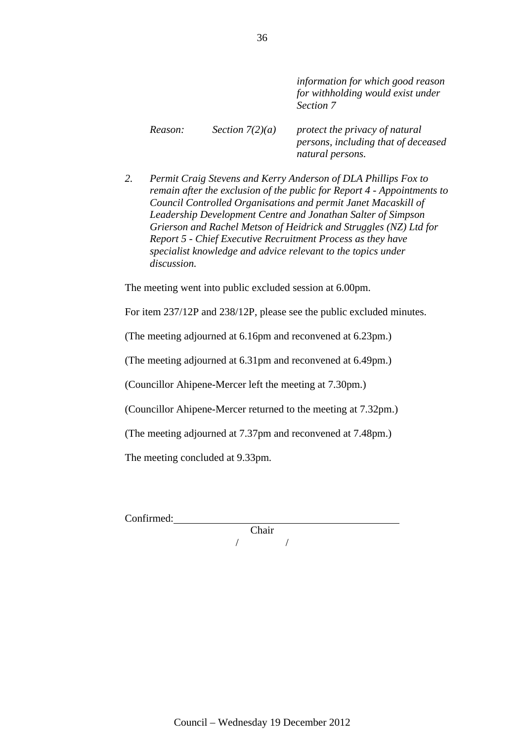| | | *information for which good reason for withholding would exist under Section 7* |
|---|---|---|
| *Reason:* | *Section 7(2)(a)* | *protect the privacy of natural persons, including that of deceased natural persons.* |

2. *Permit Craig Stevens and Kerry Anderson of DLA Phillips Fox to remain after the exclusion of the public for Report 4 - Appointments to Council Controlled Organisations and permit Janet Macaskill of Leadership Development Centre and Jonathan Salter of Simpson Grierson and Rachel Metson of Heidrick and Struggles (NZ) Ltd for Report 5 - Chief Executive Recruitment Process as they have specialist knowledge and advice relevant to the topics under discussion.*

The meeting went into public excluded session at 6.00pm.

For item 237/12P and 238/12P, please see the public excluded minutes.

(The meeting adjourned at 6.16pm and reconvened at 6.23pm.)

(The meeting adjourned at 6.31pm and reconvened at 6.49pm.)

(Councillor Ahipene-Mercer left the meeting at 7.30pm.)

(Councillor Ahipene-Mercer returned to the meeting at 7.32pm.)

(The meeting adjourned at 7.37pm and reconvened at 7.48pm.)

The meeting concluded at 9.33pm.

Confirmed:\_\_\_\_\_\_\_\_\_\_\_\_\_\_\_\_\_\_\_\_\_\_\_\_\_\_\_\_\_\_\_\_\_\_\_\_\_\_\_\_

Chair

/ /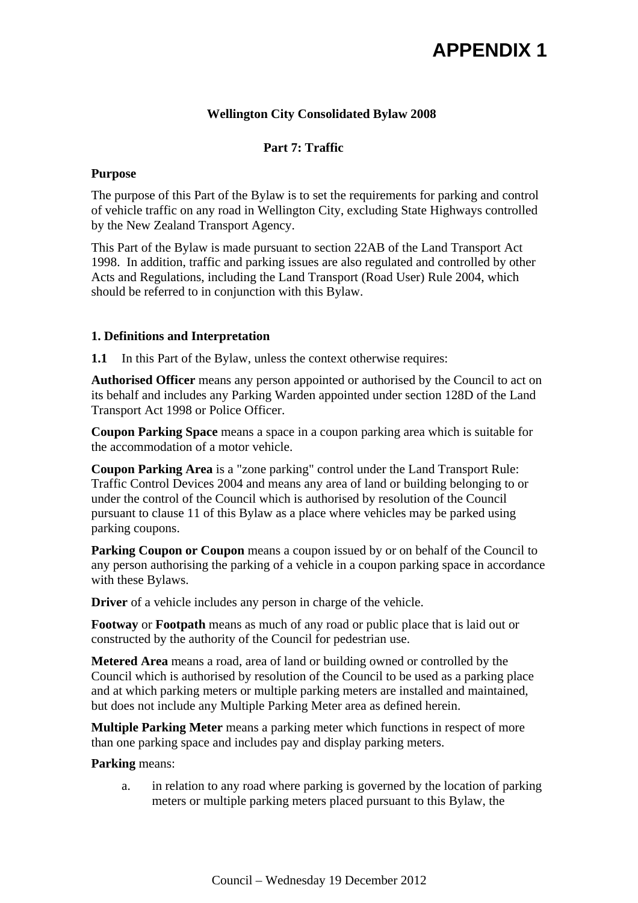# APPENDIX 1

**Wellington City Consolidated Bylaw 2008**

**Part 7: Traffic**

**Purpose**

The purpose of this Part of the Bylaw is to set the requirements for parking and control of vehicle traffic on any road in Wellington City, excluding State Highways controlled by the New Zealand Transport Agency.

This Part of the Bylaw is made pursuant to section 22AB of the Land Transport Act 1998. In addition, traffic and parking issues are also regulated and controlled by other Acts and Regulations, including the Land Transport (Road User) Rule 2004, which should be referred to in conjunction with this Bylaw.

**1. Definitions and Interpretation**

**1.1** In this Part of the Bylaw, unless the context otherwise requires:

**Authorised Officer** means any person appointed or authorised by the Council to act on its behalf and includes any Parking Warden appointed under section 128D of the Land Transport Act 1998 or Police Officer.

**Coupon Parking Space** means a space in a coupon parking area which is suitable for the accommodation of a motor vehicle.

**Coupon Parking Area** is a "zone parking" control under the Land Transport Rule: Traffic Control Devices 2004 and means any area of land or building belonging to or under the control of the Council which is authorised by resolution of the Council pursuant to clause 11 of this Bylaw as a place where vehicles may be parked using parking coupons.

**Parking Coupon or Coupon** means a coupon issued by or on behalf of the Council to any person authorising the parking of a vehicle in a coupon parking space in accordance with these Bylaws.

**Driver** of a vehicle includes any person in charge of the vehicle.

**Footway** or **Footpath** means as much of any road or public place that is laid out or constructed by the authority of the Council for pedestrian use.

**Metered Area** means a road, area of land or building owned or controlled by the Council which is authorised by resolution of the Council to be used as a parking place and at which parking meters or multiple parking meters are installed and maintained, but does not include any Multiple Parking Meter area as defined herein.

**Multiple Parking Meter** means a parking meter which functions in respect of more than one parking space and includes pay and display parking meters.

**Parking** means:

a. in relation to any road where parking is governed by the location of parking meters or multiple parking meters placed pursuant to this Bylaw, the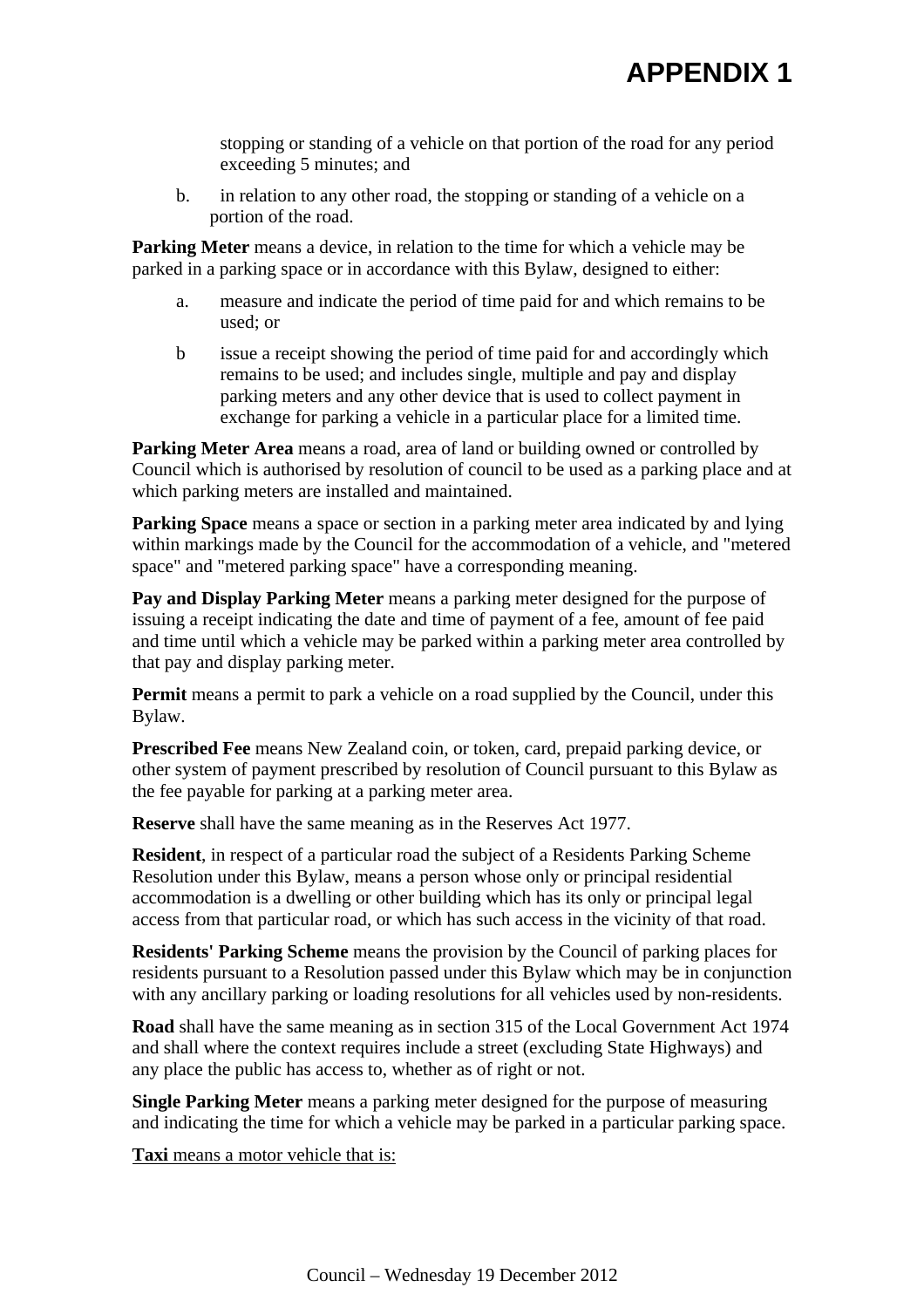stopping or standing of a vehicle on that portion of the road for any period exceeding 5 minutes; and

b. in relation to any other road, the stopping or standing of a vehicle on a portion of the road.

**Parking Meter** means a device, in relation to the time for which a vehicle may be parked in a parking space or in accordance with this Bylaw, designed to either:

a. measure and indicate the period of time paid for and which remains to be used; or

b issue a receipt showing the period of time paid for and accordingly which remains to be used; and includes single, multiple and pay and display parking meters and any other device that is used to collect payment in exchange for parking a vehicle in a particular place for a limited time.

**Parking Meter Area** means a road, area of land or building owned or controlled by Council which is authorised by resolution of council to be used as a parking place and at which parking meters are installed and maintained.

**Parking Space** means a space or section in a parking meter area indicated by and lying within markings made by the Council for the accommodation of a vehicle, and "metered space" and "metered parking space" have a corresponding meaning.

**Pay and Display Parking Meter** means a parking meter designed for the purpose of issuing a receipt indicating the date and time of payment of a fee, amount of fee paid and time until which a vehicle may be parked within a parking meter area controlled by that pay and display parking meter.

**Permit** means a permit to park a vehicle on a road supplied by the Council, under this Bylaw.

**Prescribed Fee** means New Zealand coin, or token, card, prepaid parking device, or other system of payment prescribed by resolution of Council pursuant to this Bylaw as the fee payable for parking at a parking meter area.

**Reserve** shall have the same meaning as in the Reserves Act 1977.

**Resident**, in respect of a particular road the subject of a Residents Parking Scheme Resolution under this Bylaw, means a person whose only or principal residential accommodation is a dwelling or other building which has its only or principal legal access from that particular road, or which has such access in the vicinity of that road.

**Residents' Parking Scheme** means the provision by the Council of parking places for residents pursuant to a Resolution passed under this Bylaw which may be in conjunction with any ancillary parking or loading resolutions for all vehicles used by non-residents.

**Road** shall have the same meaning as in section 315 of the Local Government Act 1974 and shall where the context requires include a street (excluding State Highways) and any place the public has access to, whether as of right or not.

**Single Parking Meter** means a parking meter designed for the purpose of measuring and indicating the time for which a vehicle may be parked in a particular parking space.

**Taxi** means a motor vehicle that is: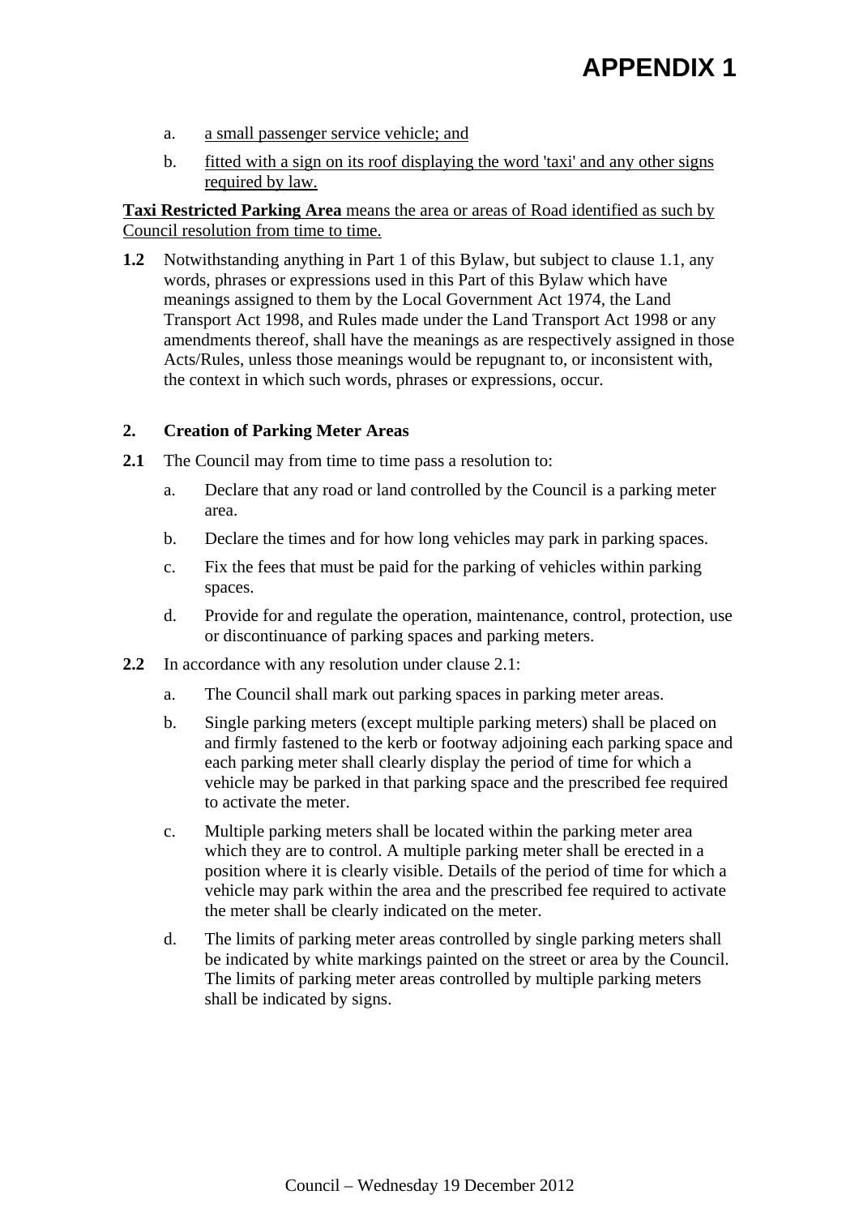# APPENDIX 1

a. <u>a small passenger service vehicle; and</u>

b. <u>fitted with a sign on its roof displaying the word 'taxi' and any other signs required by law.</u>

<u>**Taxi Restricted Parking Area** means the area or areas of Road identified as such by Council resolution from time to time.</u>

**1.2** Notwithstanding anything in Part 1 of this Bylaw, but subject to clause 1.1, any words, phrases or expressions used in this Part of this Bylaw which have meanings assigned to them by the Local Government Act 1974, the Land Transport Act 1998, and Rules made under the Land Transport Act 1998 or any amendments thereof, shall have the meanings as are respectively assigned in those Acts/Rules, unless those meanings would be repugnant to, or inconsistent with, the context in which such words, phrases or expressions, occur.

**2. Creation of Parking Meter Areas**

**2.1** The Council may from time to time pass a resolution to:

a. Declare that any road or land controlled by the Council is a parking meter area.

b. Declare the times and for how long vehicles may park in parking spaces.

c. Fix the fees that must be paid for the parking of vehicles within parking spaces.

d. Provide for and regulate the operation, maintenance, control, protection, use or discontinuance of parking spaces and parking meters.

**2.2** In accordance with any resolution under clause 2.1:

a. The Council shall mark out parking spaces in parking meter areas.

b. Single parking meters (except multiple parking meters) shall be placed on and firmly fastened to the kerb or footway adjoining each parking space and each parking meter shall clearly display the period of time for which a vehicle may be parked in that parking space and the prescribed fee required to activate the meter.

c. Multiple parking meters shall be located within the parking meter area which they are to control. A multiple parking meter shall be erected in a position where it is clearly visible. Details of the period of time for which a vehicle may park within the area and the prescribed fee required to activate the meter shall be clearly indicated on the meter.

d. The limits of parking meter areas controlled by single parking meters shall be indicated by white markings painted on the street or area by the Council. The limits of parking meter areas controlled by multiple parking meters shall be indicated by signs.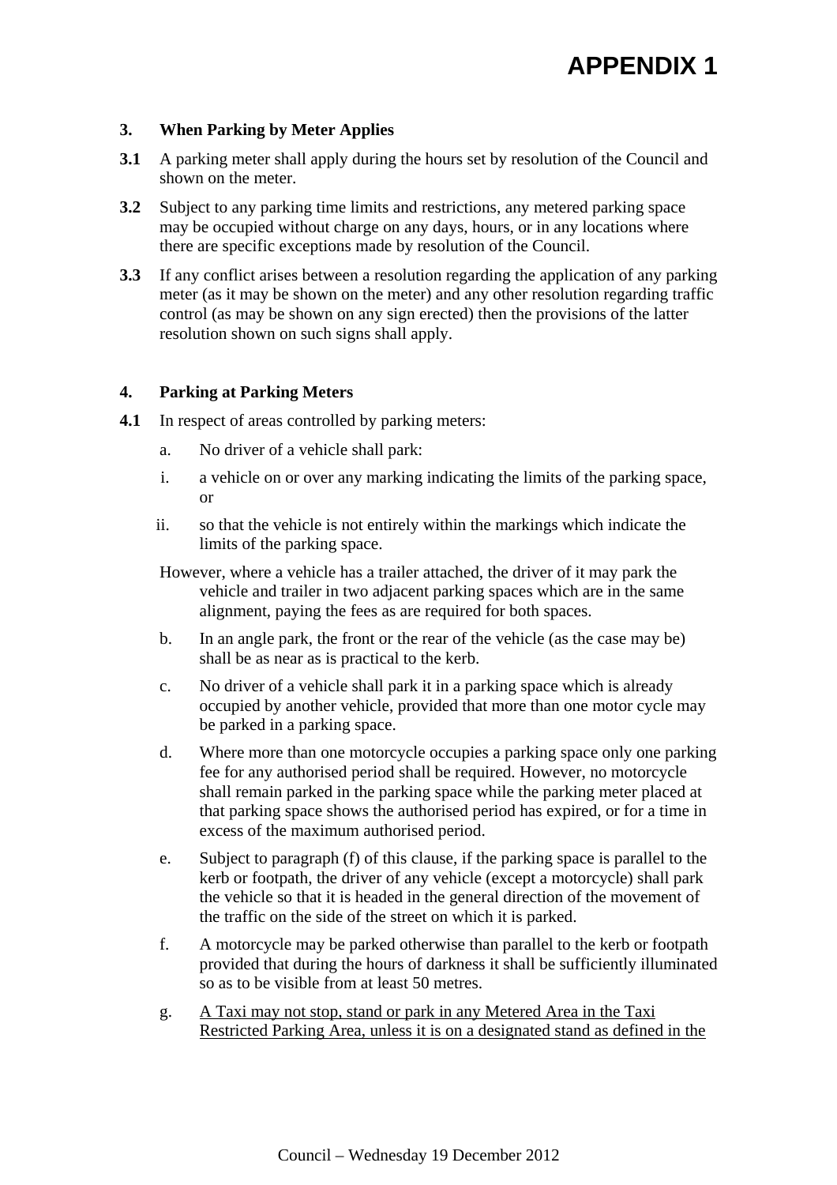# APPENDIX 1

### 3. When Parking by Meter Applies

**3.1** A parking meter shall apply during the hours set by resolution of the Council and shown on the meter.

**3.2** Subject to any parking time limits and restrictions, any metered parking space may be occupied without charge on any days, hours, or in any locations where there are specific exceptions made by resolution of the Council.

**3.3** If any conflict arises between a resolution regarding the application of any parking meter (as it may be shown on the meter) and any other resolution regarding traffic control (as may be shown on any sign erected) then the provisions of the latter resolution shown on such signs shall apply.

### 4. Parking at Parking Meters

**4.1** In respect of areas controlled by parking meters:

a. No driver of a vehicle shall park:

i. a vehicle on or over any marking indicating the limits of the parking space, or

ii. so that the vehicle is not entirely within the markings which indicate the limits of the parking space.

However, where a vehicle has a trailer attached, the driver of it may park the vehicle and trailer in two adjacent parking spaces which are in the same alignment, paying the fees as are required for both spaces.

b. In an angle park, the front or the rear of the vehicle (as the case may be) shall be as near as is practical to the kerb.

c. No driver of a vehicle shall park it in a parking space which is already occupied by another vehicle, provided that more than one motor cycle may be parked in a parking space.

d. Where more than one motorcycle occupies a parking space only one parking fee for any authorised period shall be required. However, no motorcycle shall remain parked in the parking space while the parking meter placed at that parking space shows the authorised period has expired, or for a time in excess of the maximum authorised period.

e. Subject to paragraph (f) of this clause, if the parking space is parallel to the kerb or footpath, the driver of any vehicle (except a motorcycle) shall park the vehicle so that it is headed in the general direction of the movement of the traffic on the side of the street on which it is parked.

f. A motorcycle may be parked otherwise than parallel to the kerb or footpath provided that during the hours of darkness it shall be sufficiently illuminated so as to be visible from at least 50 metres.

g. <u>A Taxi may not stop, stand or park in any Metered Area in the Taxi Restricted Parking Area, unless it is on a designated stand as defined in the</u>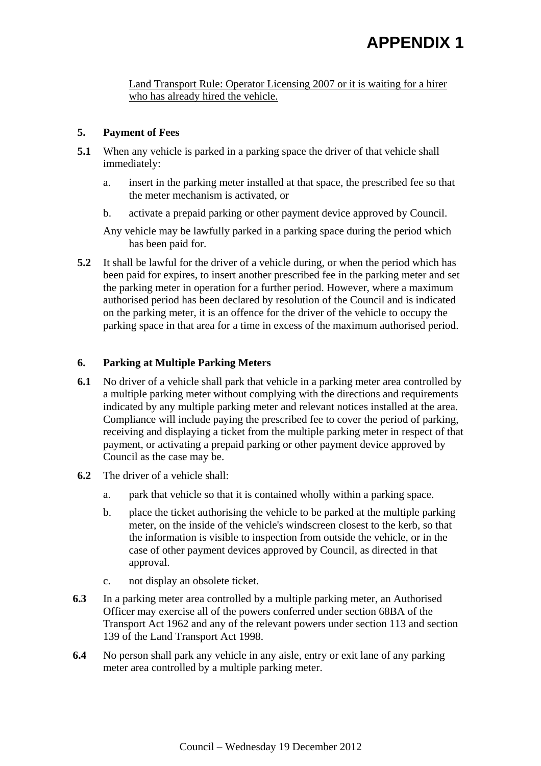# APPENDIX 1

<u>Land Transport Rule: Operator Licensing 2007 or it is waiting for a hirer who has already hired the vehicle.</u>

**5. Payment of Fees**

**5.1** When any vehicle is parked in a parking space the driver of that vehicle shall immediately:

a. insert in the parking meter installed at that space, the prescribed fee so that the meter mechanism is activated, or

b. activate a prepaid parking or other payment device approved by Council.

Any vehicle may be lawfully parked in a parking space during the period which has been paid for.

**5.2** It shall be lawful for the driver of a vehicle during, or when the period which has been paid for expires, to insert another prescribed fee in the parking meter and set the parking meter in operation for a further period. However, where a maximum authorised period has been declared by resolution of the Council and is indicated on the parking meter, it is an offence for the driver of the vehicle to occupy the parking space in that area for a time in excess of the maximum authorised period.

**6. Parking at Multiple Parking Meters**

**6.1** No driver of a vehicle shall park that vehicle in a parking meter area controlled by a multiple parking meter without complying with the directions and requirements indicated by any multiple parking meter and relevant notices installed at the area. Compliance will include paying the prescribed fee to cover the period of parking, receiving and displaying a ticket from the multiple parking meter in respect of that payment, or activating a prepaid parking or other payment device approved by Council as the case may be.

**6.2** The driver of a vehicle shall:

a. park that vehicle so that it is contained wholly within a parking space.

b. place the ticket authorising the vehicle to be parked at the multiple parking meter, on the inside of the vehicle's windscreen closest to the kerb, so that the information is visible to inspection from outside the vehicle, or in the case of other payment devices approved by Council, as directed in that approval.

c. not display an obsolete ticket.

**6.3** In a parking meter area controlled by a multiple parking meter, an Authorised Officer may exercise all of the powers conferred under section 68BA of the Transport Act 1962 and any of the relevant powers under section 113 and section 139 of the Land Transport Act 1998.

**6.4** No person shall park any vehicle in any aisle, entry or exit lane of any parking meter area controlled by a multiple parking meter.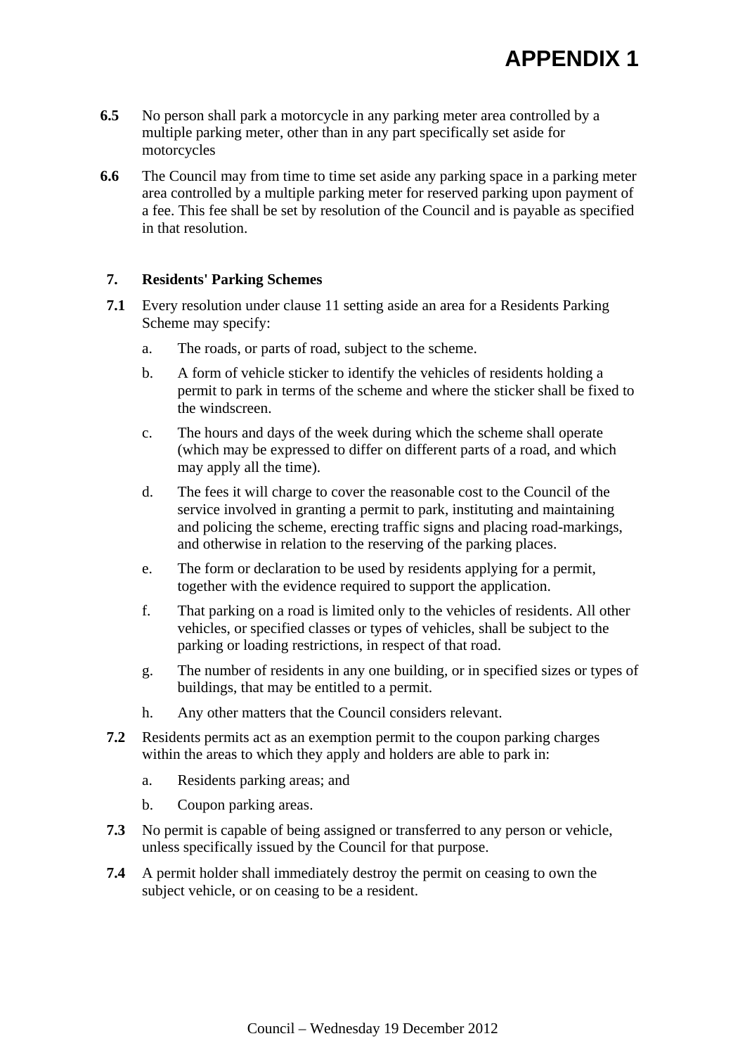# APPENDIX 1

**6.5** No person shall park a motorcycle in any parking meter area controlled by a multiple parking meter, other than in any part specifically set aside for motorcycles

**6.6** The Council may from time to time set aside any parking space in a parking meter area controlled by a multiple parking meter for reserved parking upon payment of a fee. This fee shall be set by resolution of the Council and is payable as specified in that resolution.

**7. Residents' Parking Schemes**

**7.1** Every resolution under clause 11 setting aside an area for a Residents Parking Scheme may specify:

a. The roads, or parts of road, subject to the scheme.

b. A form of vehicle sticker to identify the vehicles of residents holding a permit to park in terms of the scheme and where the sticker shall be fixed to the windscreen.

c. The hours and days of the week during which the scheme shall operate (which may be expressed to differ on different parts of a road, and which may apply all the time).

d. The fees it will charge to cover the reasonable cost to the Council of the service involved in granting a permit to park, instituting and maintaining and policing the scheme, erecting traffic signs and placing road-markings, and otherwise in relation to the reserving of the parking places.

e. The form or declaration to be used by residents applying for a permit, together with the evidence required to support the application.

f. That parking on a road is limited only to the vehicles of residents. All other vehicles, or specified classes or types of vehicles, shall be subject to the parking or loading restrictions, in respect of that road.

g. The number of residents in any one building, or in specified sizes or types of buildings, that may be entitled to a permit.

h. Any other matters that the Council considers relevant.

**7.2** Residents permits act as an exemption permit to the coupon parking charges within the areas to which they apply and holders are able to park in:

a. Residents parking areas; and

b. Coupon parking areas.

**7.3** No permit is capable of being assigned or transferred to any person or vehicle, unless specifically issued by the Council for that purpose.

**7.4** A permit holder shall immediately destroy the permit on ceasing to own the subject vehicle, or on ceasing to be a resident.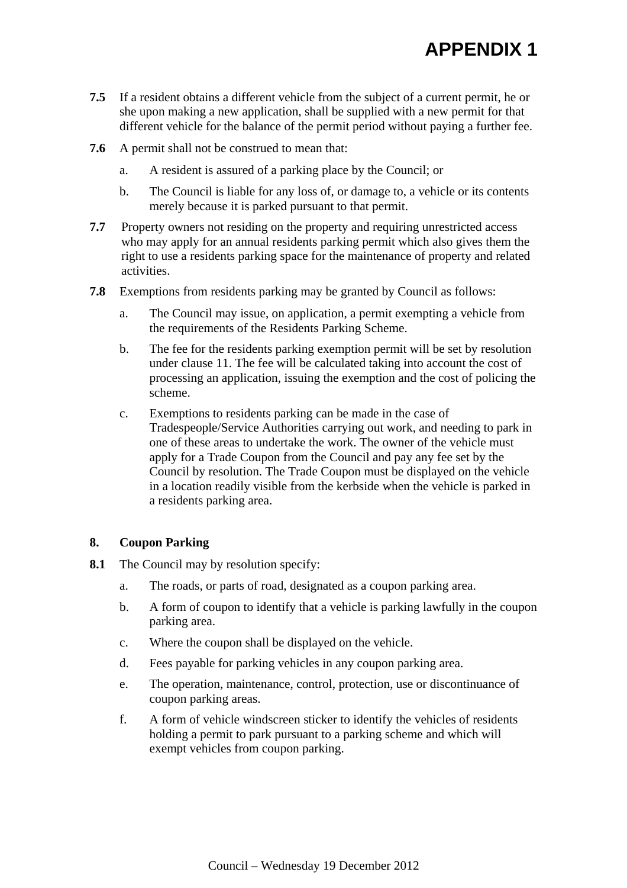# APPENDIX 1

**7.5** If a resident obtains a different vehicle from the subject of a current permit, he or she upon making a new application, shall be supplied with a new permit for that different vehicle for the balance of the permit period without paying a further fee.

**7.6** A permit shall not be construed to mean that:

a. A resident is assured of a parking place by the Council; or

b. The Council is liable for any loss of, or damage to, a vehicle or its contents merely because it is parked pursuant to that permit.

**7.7** Property owners not residing on the property and requiring unrestricted access who may apply for an annual residents parking permit which also gives them the right to use a residents parking space for the maintenance of property and related activities.

**7.8** Exemptions from residents parking may be granted by Council as follows:

a. The Council may issue, on application, a permit exempting a vehicle from the requirements of the Residents Parking Scheme.

b. The fee for the residents parking exemption permit will be set by resolution under clause 11. The fee will be calculated taking into account the cost of processing an application, issuing the exemption and the cost of policing the scheme.

c. Exemptions to residents parking can be made in the case of Tradespeople/Service Authorities carrying out work, and needing to park in one of these areas to undertake the work. The owner of the vehicle must apply for a Trade Coupon from the Council and pay any fee set by the Council by resolution. The Trade Coupon must be displayed on the vehicle in a location readily visible from the kerbside when the vehicle is parked in a residents parking area.

## 8. Coupon Parking

**8.1** The Council may by resolution specify:

a. The roads, or parts of road, designated as a coupon parking area.

b. A form of coupon to identify that a vehicle is parking lawfully in the coupon parking area.

c. Where the coupon shall be displayed on the vehicle.

d. Fees payable for parking vehicles in any coupon parking area.

e. The operation, maintenance, control, protection, use or discontinuance of coupon parking areas.

f. A form of vehicle windscreen sticker to identify the vehicles of residents holding a permit to park pursuant to a parking scheme and which will exempt vehicles from coupon parking.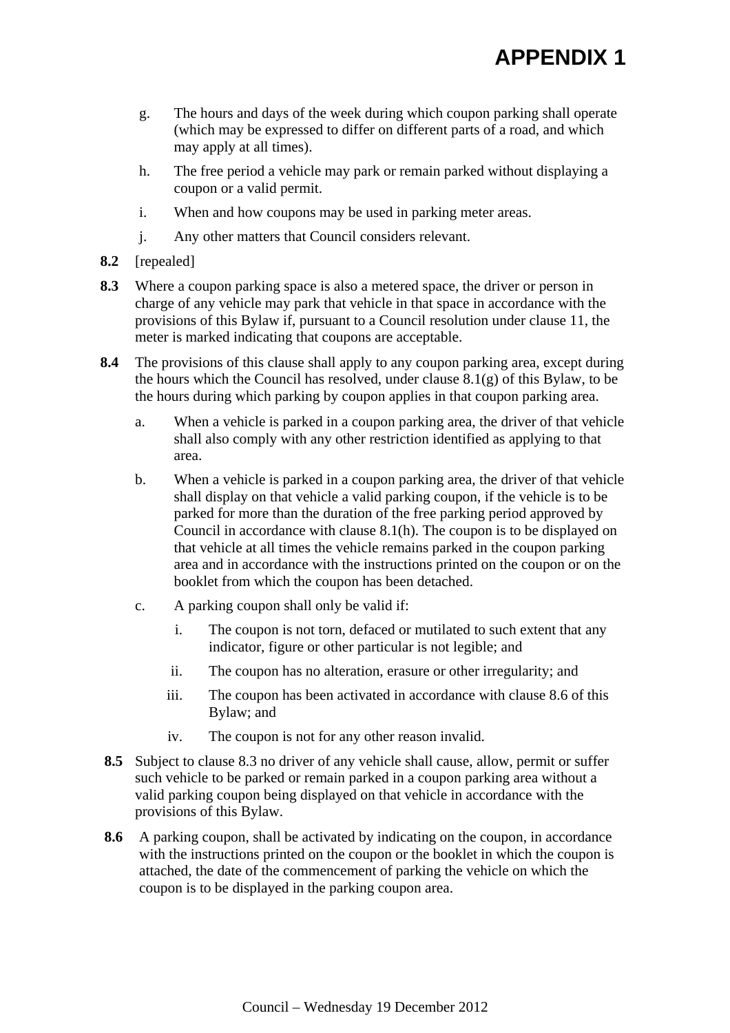# APPENDIX 1

g. The hours and days of the week during which coupon parking shall operate (which may be expressed to differ on different parts of a road, and which may apply at all times).

h. The free period a vehicle may park or remain parked without displaying a coupon or a valid permit.

i. When and how coupons may be used in parking meter areas.

j. Any other matters that Council considers relevant.

**8.2** [repealed]

**8.3** Where a coupon parking space is also a metered space, the driver or person in charge of any vehicle may park that vehicle in that space in accordance with the provisions of this Bylaw if, pursuant to a Council resolution under clause 11, the meter is marked indicating that coupons are acceptable.

**8.4** The provisions of this clause shall apply to any coupon parking area, except during the hours which the Council has resolved, under clause 8.1(g) of this Bylaw, to be the hours during which parking by coupon applies in that coupon parking area.

a. When a vehicle is parked in a coupon parking area, the driver of that vehicle shall also comply with any other restriction identified as applying to that area.

b. When a vehicle is parked in a coupon parking area, the driver of that vehicle shall display on that vehicle a valid parking coupon, if the vehicle is to be parked for more than the duration of the free parking period approved by Council in accordance with clause 8.1(h). The coupon is to be displayed on that vehicle at all times the vehicle remains parked in the coupon parking area and in accordance with the instructions printed on the coupon or on the booklet from which the coupon has been detached.

c. A parking coupon shall only be valid if:

   i. The coupon is not torn, defaced or mutilated to such extent that any indicator, figure or other particular is not legible; and

   ii. The coupon has no alteration, erasure or other irregularity; and

   iii. The coupon has been activated in accordance with clause 8.6 of this Bylaw; and

   iv. The coupon is not for any other reason invalid.

**8.5** Subject to clause 8.3 no driver of any vehicle shall cause, allow, permit or suffer such vehicle to be parked or remain parked in a coupon parking area without a valid parking coupon being displayed on that vehicle in accordance with the provisions of this Bylaw.

**8.6** A parking coupon, shall be activated by indicating on the coupon, in accordance with the instructions printed on the coupon or the booklet in which the coupon is attached, the date of the commencement of parking the vehicle on which the coupon is to be displayed in the parking coupon area.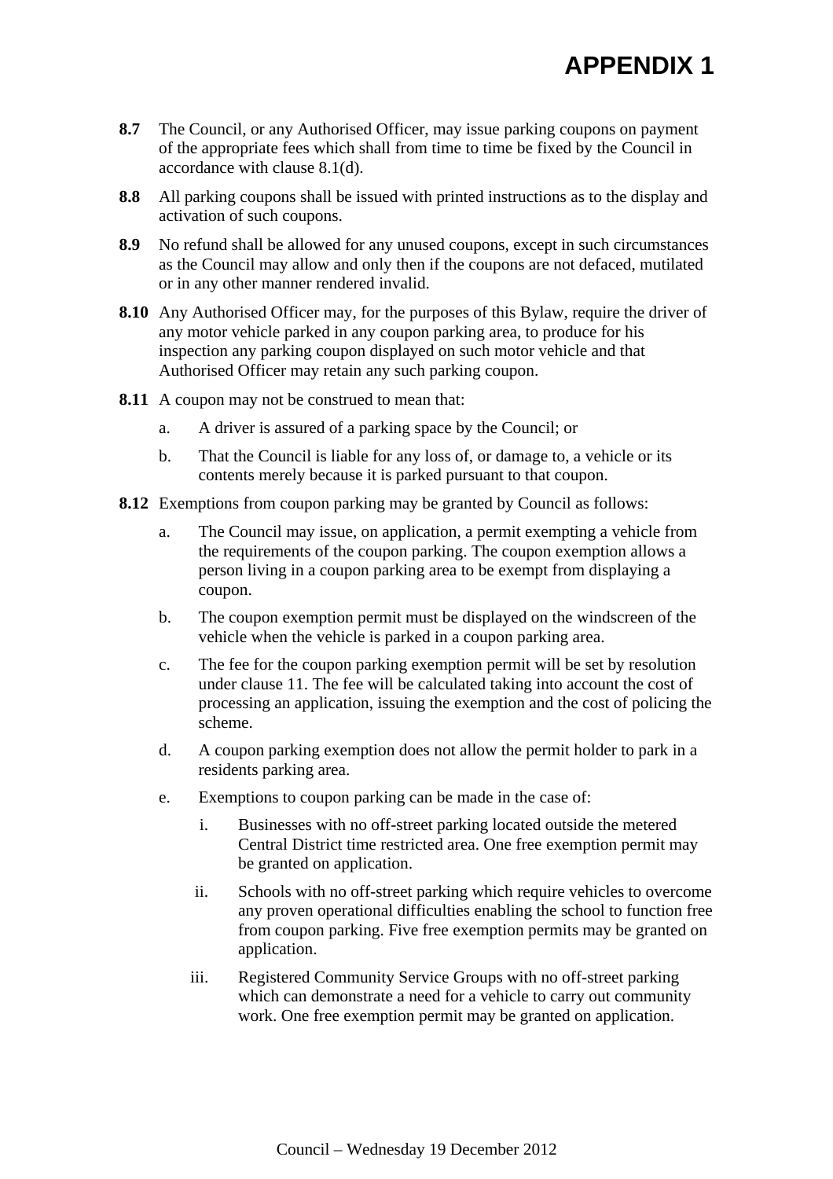# APPENDIX 1

**8.7** The Council, or any Authorised Officer, may issue parking coupons on payment of the appropriate fees which shall from time to time be fixed by the Council in accordance with clause 8.1(d).

**8.8** All parking coupons shall be issued with printed instructions as to the display and activation of such coupons.

**8.9** No refund shall be allowed for any unused coupons, except in such circumstances as the Council may allow and only then if the coupons are not defaced, mutilated or in any other manner rendered invalid.

**8.10** Any Authorised Officer may, for the purposes of this Bylaw, require the driver of any motor vehicle parked in any coupon parking area, to produce for his inspection any parking coupon displayed on such motor vehicle and that Authorised Officer may retain any such parking coupon.

**8.11** A coupon may not be construed to mean that:

a. A driver is assured of a parking space by the Council; or

b. That the Council is liable for any loss of, or damage to, a vehicle or its contents merely because it is parked pursuant to that coupon.

**8.12** Exemptions from coupon parking may be granted by Council as follows:

a. The Council may issue, on application, a permit exempting a vehicle from the requirements of the coupon parking. The coupon exemption allows a person living in a coupon parking area to be exempt from displaying a coupon.

b. The coupon exemption permit must be displayed on the windscreen of the vehicle when the vehicle is parked in a coupon parking area.

c. The fee for the coupon parking exemption permit will be set by resolution under clause 11. The fee will be calculated taking into account the cost of processing an application, issuing the exemption and the cost of policing the scheme.

d. A coupon parking exemption does not allow the permit holder to park in a residents parking area.

e. Exemptions to coupon parking can be made in the case of:

   i. Businesses with no off-street parking located outside the metered Central District time restricted area. One free exemption permit may be granted on application.

   ii. Schools with no off-street parking which require vehicles to overcome any proven operational difficulties enabling the school to function free from coupon parking. Five free exemption permits may be granted on application.

   iii. Registered Community Service Groups with no off-street parking which can demonstrate a need for a vehicle to carry out community work. One free exemption permit may be granted on application.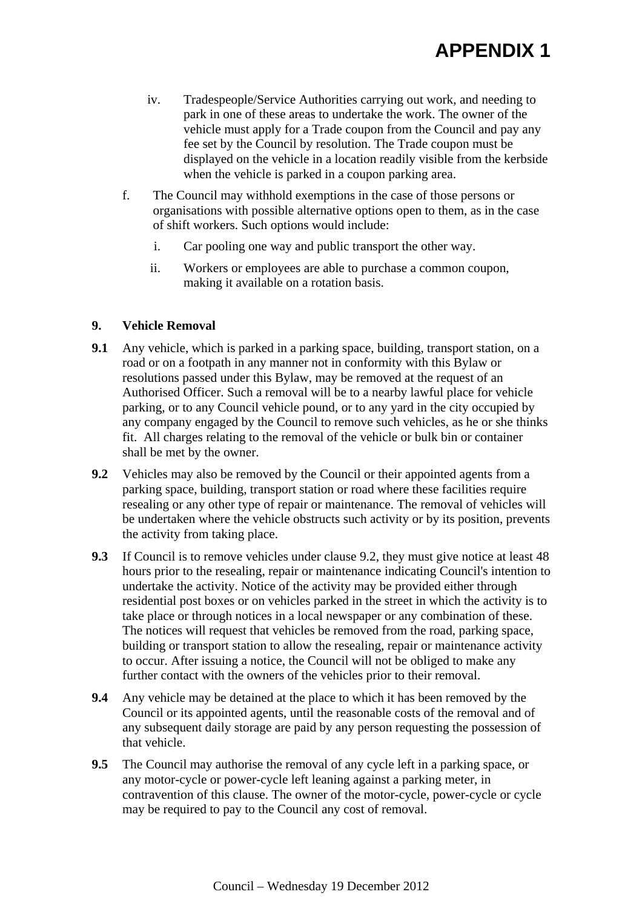# APPENDIX 1

iv. Tradespeople/Service Authorities carrying out work, and needing to park in one of these areas to undertake the work. The owner of the vehicle must apply for a Trade coupon from the Council and pay any fee set by the Council by resolution. The Trade coupon must be displayed on the vehicle in a location readily visible from the kerbside when the vehicle is parked in a coupon parking area.

f. The Council may withhold exemptions in the case of those persons or organisations with possible alternative options open to them, as in the case of shift workers. Such options would include:

i. Car pooling one way and public transport the other way.

ii. Workers or employees are able to purchase a common coupon, making it available on a rotation basis.

**9. Vehicle Removal**

**9.1** Any vehicle, which is parked in a parking space, building, transport station, on a road or on a footpath in any manner not in conformity with this Bylaw or resolutions passed under this Bylaw, may be removed at the request of an Authorised Officer. Such a removal will be to a nearby lawful place for vehicle parking, or to any Council vehicle pound, or to any yard in the city occupied by any company engaged by the Council to remove such vehicles, as he or she thinks fit. All charges relating to the removal of the vehicle or bulk bin or container shall be met by the owner.

**9.2** Vehicles may also be removed by the Council or their appointed agents from a parking space, building, transport station or road where these facilities require resealing or any other type of repair or maintenance. The removal of vehicles will be undertaken where the vehicle obstructs such activity or by its position, prevents the activity from taking place.

**9.3** If Council is to remove vehicles under clause 9.2, they must give notice at least 48 hours prior to the resealing, repair or maintenance indicating Council's intention to undertake the activity. Notice of the activity may be provided either through residential post boxes or on vehicles parked in the street in which the activity is to take place or through notices in a local newspaper or any combination of these. The notices will request that vehicles be removed from the road, parking space, building or transport station to allow the resealing, repair or maintenance activity to occur. After issuing a notice, the Council will not be obliged to make any further contact with the owners of the vehicles prior to their removal.

**9.4** Any vehicle may be detained at the place to which it has been removed by the Council or its appointed agents, until the reasonable costs of the removal and of any subsequent daily storage are paid by any person requesting the possession of that vehicle.

**9.5** The Council may authorise the removal of any cycle left in a parking space, or any motor-cycle or power-cycle left leaning against a parking meter, in contravention of this clause. The owner of the motor-cycle, power-cycle or cycle may be required to pay to the Council any cost of removal.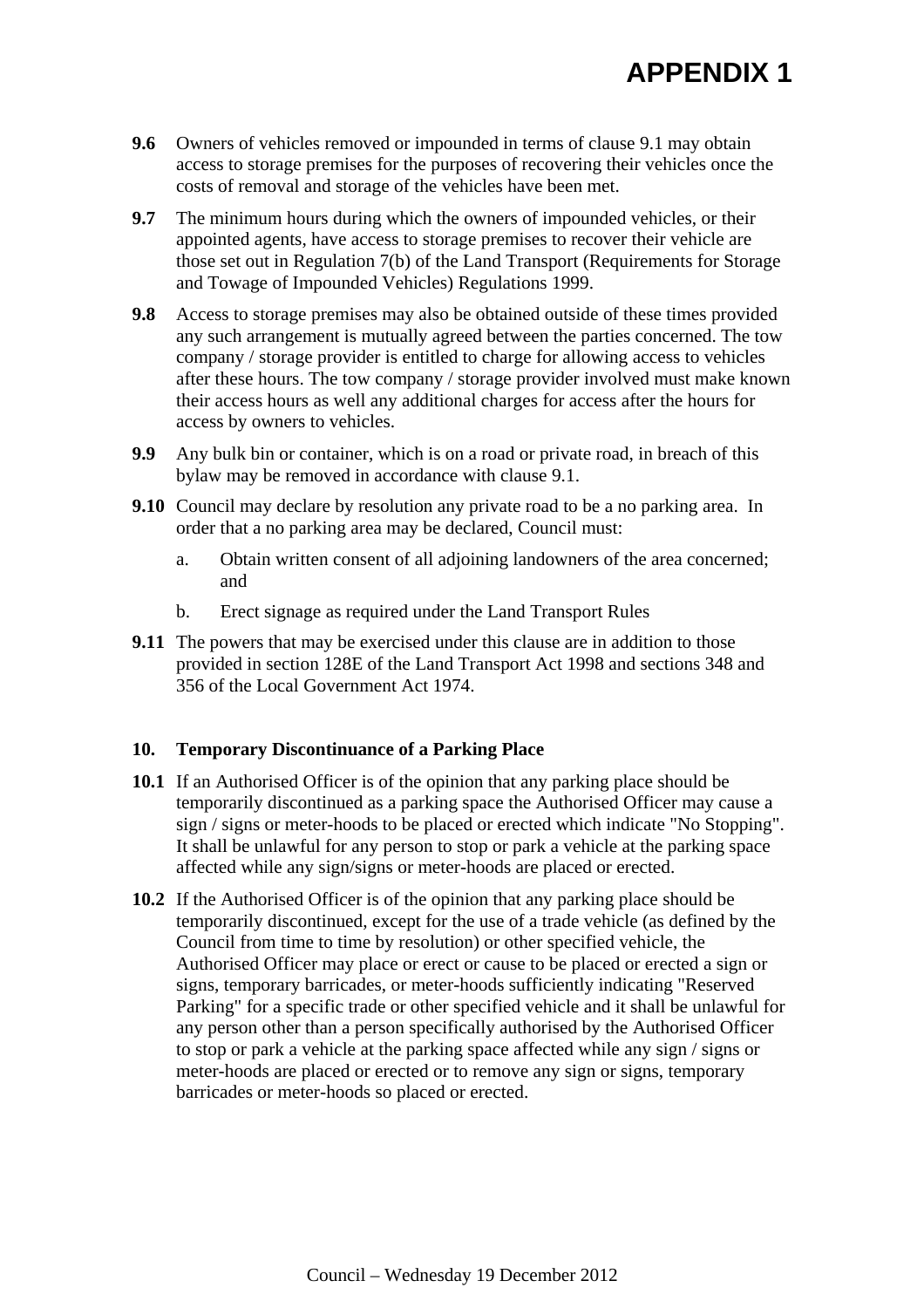# APPENDIX 1

**9.6** Owners of vehicles removed or impounded in terms of clause 9.1 may obtain access to storage premises for the purposes of recovering their vehicles once the costs of removal and storage of the vehicles have been met.

**9.7** The minimum hours during which the owners of impounded vehicles, or their appointed agents, have access to storage premises to recover their vehicle are those set out in Regulation 7(b) of the Land Transport (Requirements for Storage and Towage of Impounded Vehicles) Regulations 1999.

**9.8** Access to storage premises may also be obtained outside of these times provided any such arrangement is mutually agreed between the parties concerned. The tow company / storage provider is entitled to charge for allowing access to vehicles after these hours. The tow company / storage provider involved must make known their access hours as well any additional charges for access after the hours for access by owners to vehicles.

**9.9** Any bulk bin or container, which is on a road or private road, in breach of this bylaw may be removed in accordance with clause 9.1.

**9.10** Council may declare by resolution any private road to be a no parking area. In order that a no parking area may be declared, Council must:

a. Obtain written consent of all adjoining landowners of the area concerned; and

b. Erect signage as required under the Land Transport Rules

**9.11** The powers that may be exercised under this clause are in addition to those provided in section 128E of the Land Transport Act 1998 and sections 348 and 356 of the Local Government Act 1974.

### 10. Temporary Discontinuance of a Parking Place

**10.1** If an Authorised Officer is of the opinion that any parking place should be temporarily discontinued as a parking space the Authorised Officer may cause a sign / signs or meter-hoods to be placed or erected which indicate "No Stopping". It shall be unlawful for any person to stop or park a vehicle at the parking space affected while any sign/signs or meter-hoods are placed or erected.

**10.2** If the Authorised Officer is of the opinion that any parking place should be temporarily discontinued, except for the use of a trade vehicle (as defined by the Council from time to time by resolution) or other specified vehicle, the Authorised Officer may place or erect or cause to be placed or erected a sign or signs, temporary barricades, or meter-hoods sufficiently indicating "Reserved Parking" for a specific trade or other specified vehicle and it shall be unlawful for any person other than a person specifically authorised by the Authorised Officer to stop or park a vehicle at the parking space affected while any sign / signs or meter-hoods are placed or erected or to remove any sign or signs, temporary barricades or meter-hoods so placed or erected.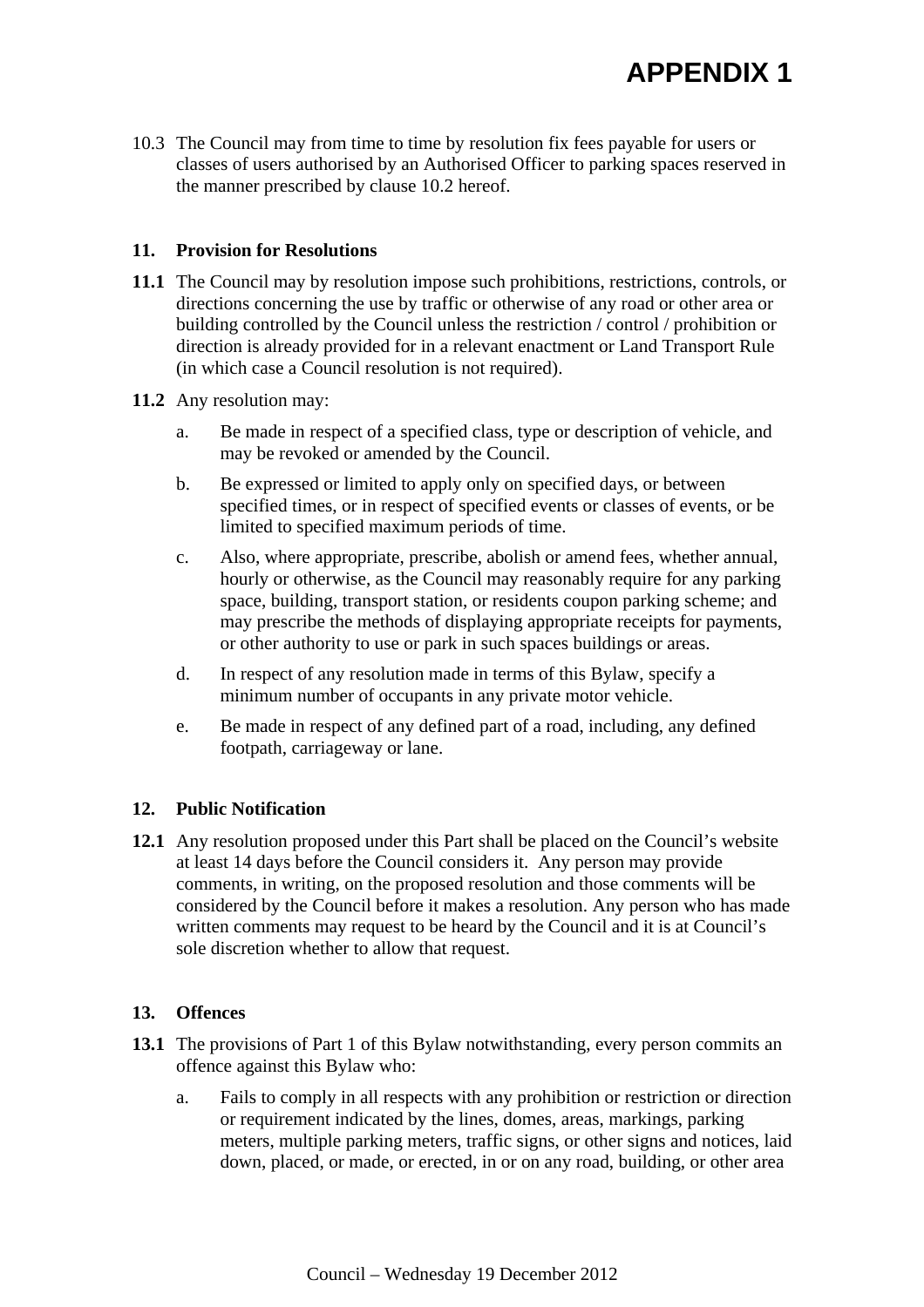# APPENDIX 1

10.3 The Council may from time to time by resolution fix fees payable for users or classes of users authorised by an Authorised Officer to parking spaces reserved in the manner prescribed by clause 10.2 hereof.

### 11. Provision for Resolutions

**11.1** The Council may by resolution impose such prohibitions, restrictions, controls, or directions concerning the use by traffic or otherwise of any road or other area or building controlled by the Council unless the restriction / control / prohibition or direction is already provided for in a relevant enactment or Land Transport Rule (in which case a Council resolution is not required).

**11.2** Any resolution may:

a. Be made in respect of a specified class, type or description of vehicle, and may be revoked or amended by the Council.

b. Be expressed or limited to apply only on specified days, or between specified times, or in respect of specified events or classes of events, or be limited to specified maximum periods of time.

c. Also, where appropriate, prescribe, abolish or amend fees, whether annual, hourly or otherwise, as the Council may reasonably require for any parking space, building, transport station, or residents coupon parking scheme; and may prescribe the methods of displaying appropriate receipts for payments, or other authority to use or park in such spaces buildings or areas.

d. In respect of any resolution made in terms of this Bylaw, specify a minimum number of occupants in any private motor vehicle.

e. Be made in respect of any defined part of a road, including, any defined footpath, carriageway or lane.

### 12. Public Notification

**12.1** Any resolution proposed under this Part shall be placed on the Council's website at least 14 days before the Council considers it. Any person may provide comments, in writing, on the proposed resolution and those comments will be considered by the Council before it makes a resolution. Any person who has made written comments may request to be heard by the Council and it is at Council's sole discretion whether to allow that request.

### 13. Offences

**13.1** The provisions of Part 1 of this Bylaw notwithstanding, every person commits an offence against this Bylaw who:

a. Fails to comply in all respects with any prohibition or restriction or direction or requirement indicated by the lines, domes, areas, markings, parking meters, multiple parking meters, traffic signs, or other signs and notices, laid down, placed, or made, or erected, in or on any road, building, or other area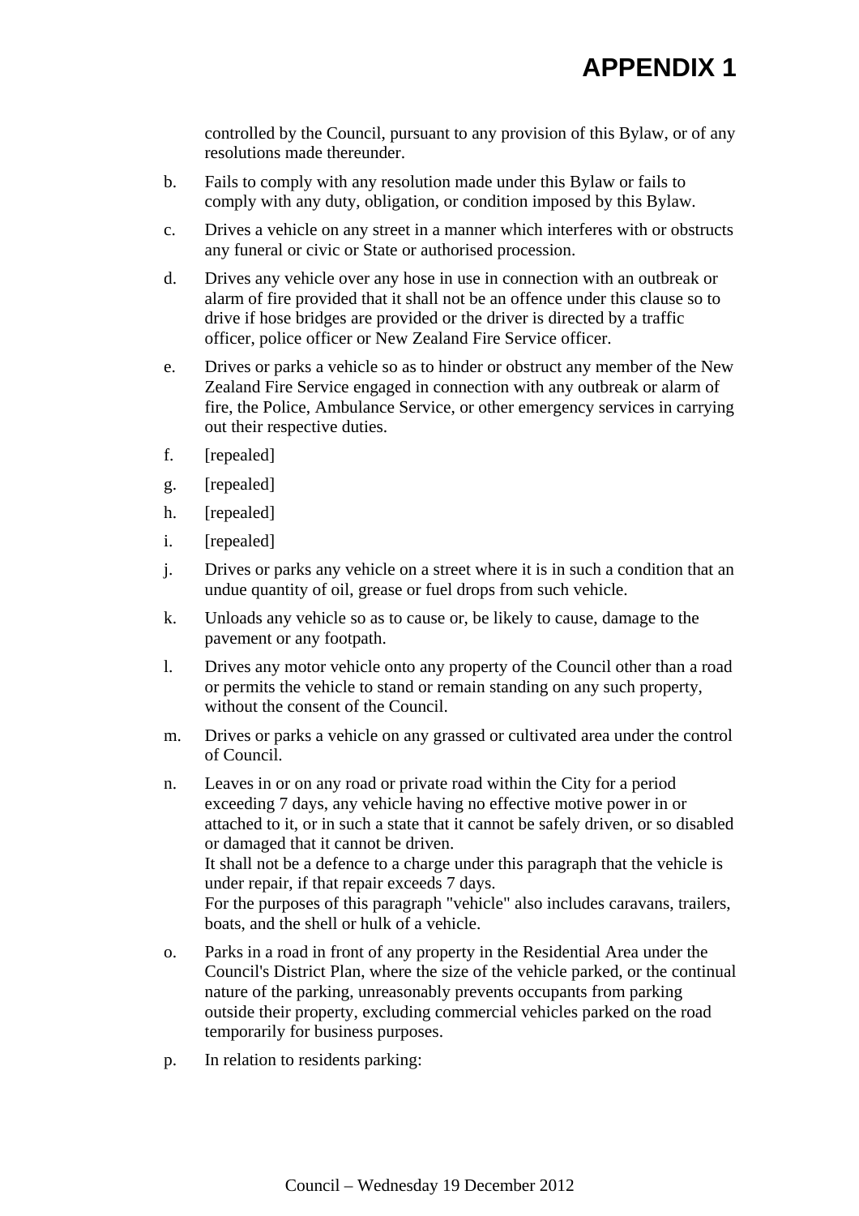controlled by the Council, pursuant to any provision of this Bylaw, or of any resolutions made thereunder.

b. Fails to comply with any resolution made under this Bylaw or fails to comply with any duty, obligation, or condition imposed by this Bylaw.

c. Drives a vehicle on any street in a manner which interferes with or obstructs any funeral or civic or State or authorised procession.

d. Drives any vehicle over any hose in use in connection with an outbreak or alarm of fire provided that it shall not be an offence under this clause so to drive if hose bridges are provided or the driver is directed by a traffic officer, police officer or New Zealand Fire Service officer.

e. Drives or parks a vehicle so as to hinder or obstruct any member of the New Zealand Fire Service engaged in connection with any outbreak or alarm of fire, the Police, Ambulance Service, or other emergency services in carrying out their respective duties.

f. [repealed]

g. [repealed]

h. [repealed]

i. [repealed]

j. Drives or parks any vehicle on a street where it is in such a condition that an undue quantity of oil, grease or fuel drops from such vehicle.

k. Unloads any vehicle so as to cause or, be likely to cause, damage to the pavement or any footpath.

l. Drives any motor vehicle onto any property of the Council other than a road or permits the vehicle to stand or remain standing on any such property, without the consent of the Council.

m. Drives or parks a vehicle on any grassed or cultivated area under the control of Council.

n. Leaves in or on any road or private road within the City for a period exceeding 7 days, any vehicle having no effective motive power in or attached to it, or in such a state that it cannot be safely driven, or so disabled or damaged that it cannot be driven.
It shall not be a defence to a charge under this paragraph that the vehicle is under repair, if that repair exceeds 7 days.
For the purposes of this paragraph "vehicle" also includes caravans, trailers, boats, and the shell or hulk of a vehicle.

o. Parks in a road in front of any property in the Residential Area under the Council's District Plan, where the size of the vehicle parked, or the continual nature of the parking, unreasonably prevents occupants from parking outside their property, excluding commercial vehicles parked on the road temporarily for business purposes.

p. In relation to residents parking: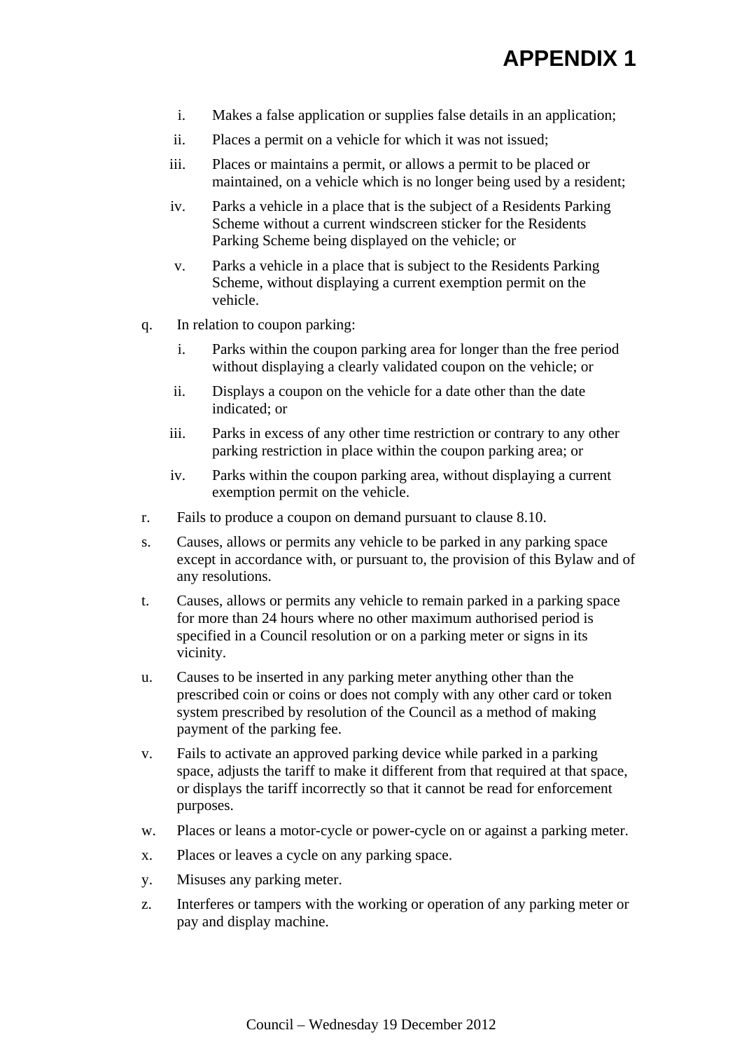# APPENDIX 1

   i. Makes a false application or supplies false details in an application;
   ii. Places a permit on a vehicle for which it was not issued;
   iii. Places or maintains a permit, or allows a permit to be placed or maintained, on a vehicle which is no longer being used by a resident;
   iv. Parks a vehicle in a place that is the subject of a Residents Parking Scheme without a current windscreen sticker for the Residents Parking Scheme being displayed on the vehicle; or
   v. Parks a vehicle in a place that is subject to the Residents Parking Scheme, without displaying a current exemption permit on the vehicle.

q. In relation to coupon parking:
   i. Parks within the coupon parking area for longer than the free period without displaying a clearly validated coupon on the vehicle; or
   ii. Displays a coupon on the vehicle for a date other than the date indicated; or
   iii. Parks in excess of any other time restriction or contrary to any other parking restriction in place within the coupon parking area; or
   iv. Parks within the coupon parking area, without displaying a current exemption permit on the vehicle.

r. Fails to produce a coupon on demand pursuant to clause 8.10.

s. Causes, allows or permits any vehicle to be parked in any parking space except in accordance with, or pursuant to, the provision of this Bylaw and of any resolutions.

t. Causes, allows or permits any vehicle to remain parked in a parking space for more than 24 hours where no other maximum authorised period is specified in a Council resolution or on a parking meter or signs in its vicinity.

u. Causes to be inserted in any parking meter anything other than the prescribed coin or coins or does not comply with any other card or token system prescribed by resolution of the Council as a method of making payment of the parking fee.

v. Fails to activate an approved parking device while parked in a parking space, adjusts the tariff to make it different from that required at that space, or displays the tariff incorrectly so that it cannot be read for enforcement purposes.

w. Places or leans a motor-cycle or power-cycle on or against a parking meter.

x. Places or leaves a cycle on any parking space.

y. Misuses any parking meter.

z. Interferes or tampers with the working or operation of any parking meter or pay and display machine.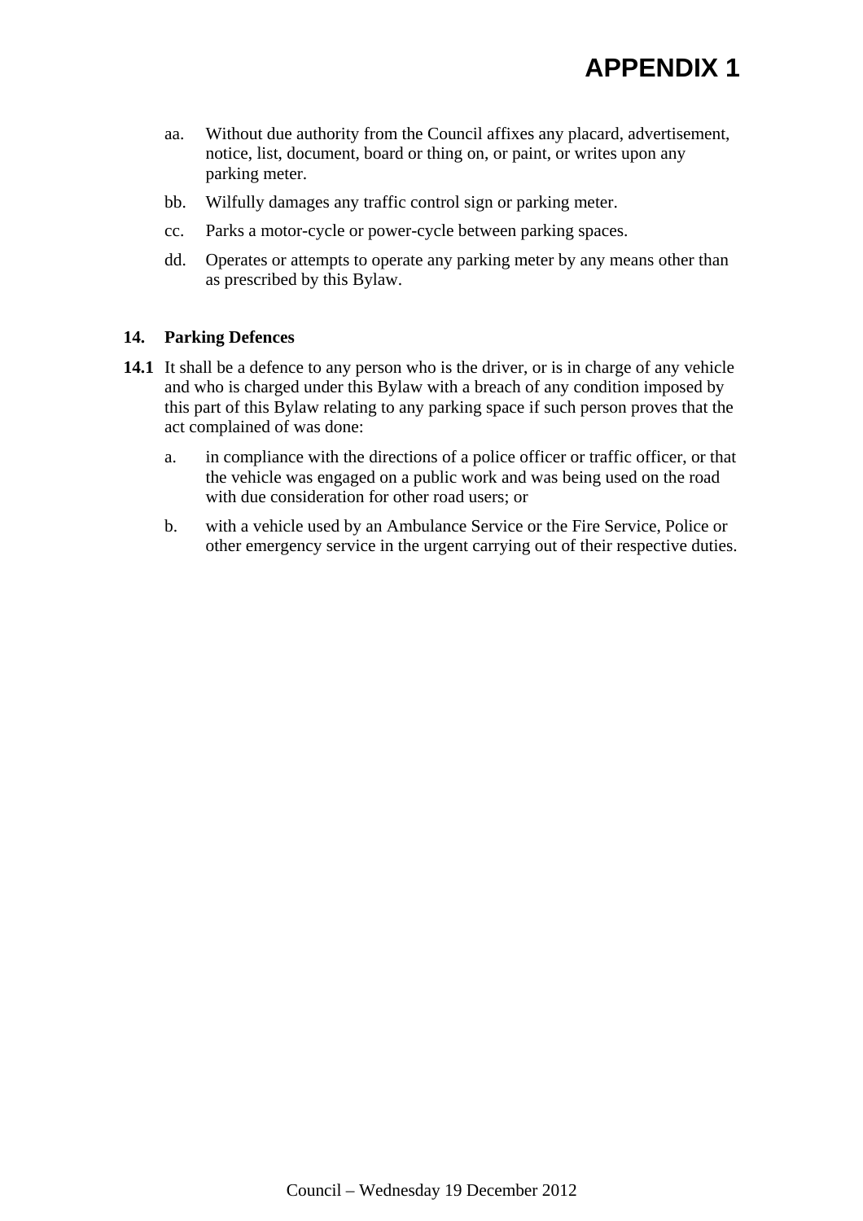aa. Without due authority from the Council affixes any placard, advertisement, notice, list, document, board or thing on, or paint, or writes upon any parking meter.

bb. Wilfully damages any traffic control sign or parking meter.

cc. Parks a motor-cycle or power-cycle between parking spaces.

dd. Operates or attempts to operate any parking meter by any means other than as prescribed by this Bylaw.

### 14. Parking Defences

**14.1** It shall be a defence to any person who is the driver, or is in charge of any vehicle and who is charged under this Bylaw with a breach of any condition imposed by this part of this Bylaw relating to any parking space if such person proves that the act complained of was done:

a. in compliance with the directions of a police officer or traffic officer, or that the vehicle was engaged on a public work and was being used on the road with due consideration for other road users; or

b. with a vehicle used by an Ambulance Service or the Fire Service, Police or other emergency service in the urgent carrying out of their respective duties.